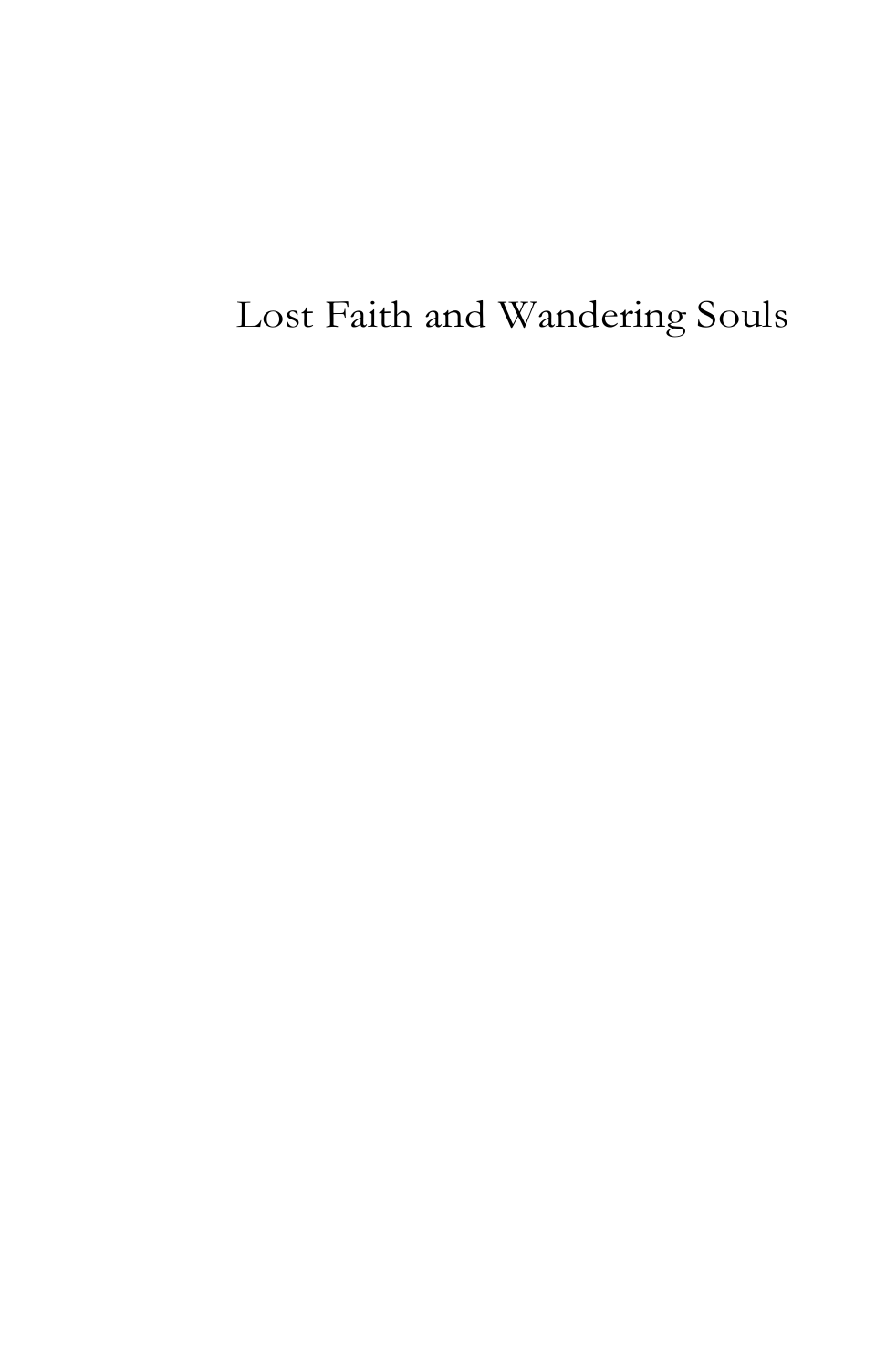# Lost Faith and Wandering Souls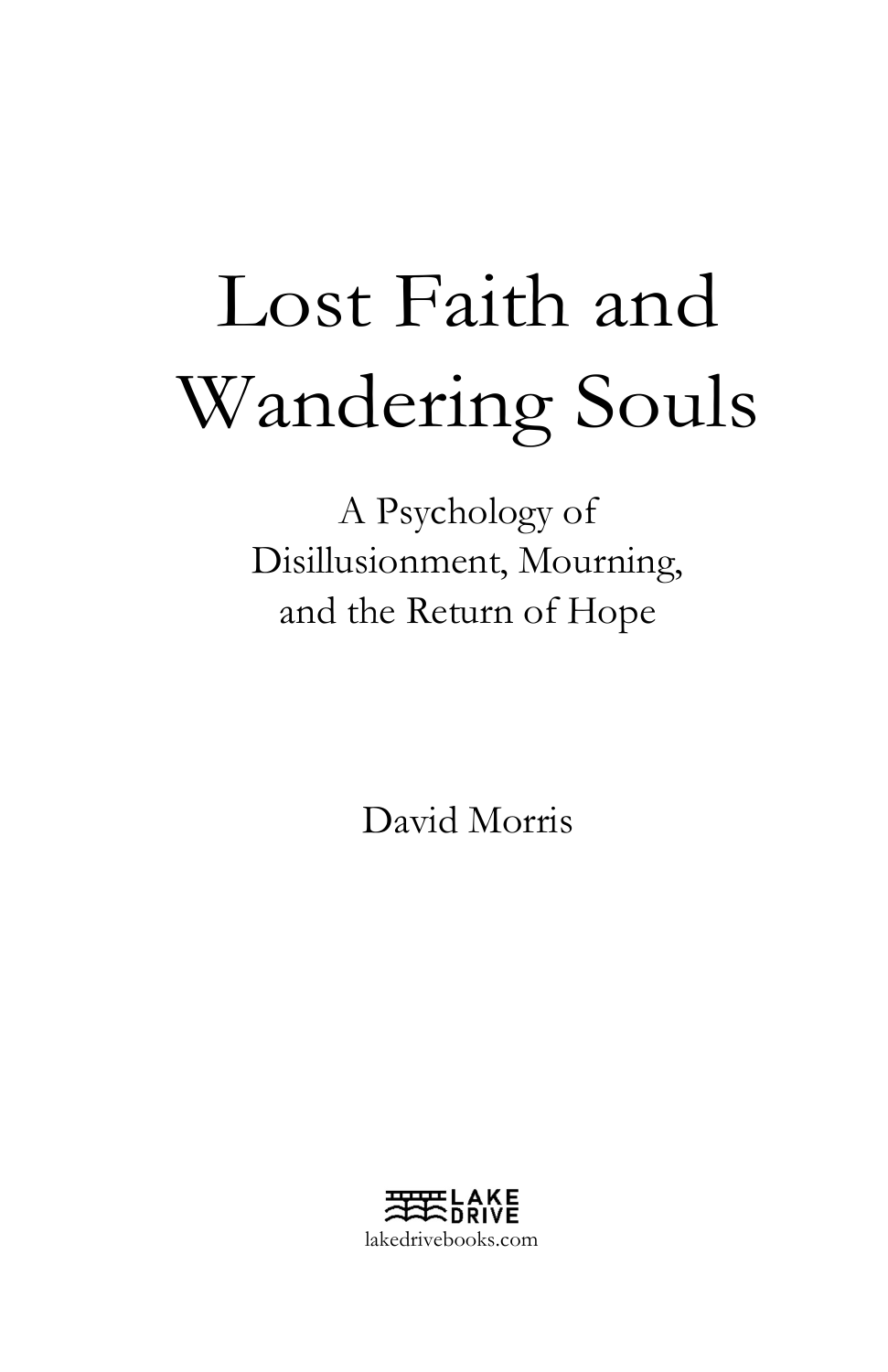# Lost Faith and Wandering Souls

A Psychology of
Disillusionment, Mourning,
and the Return of Hope

David Morris

LAKE DRIVE
lakedrivebooks.com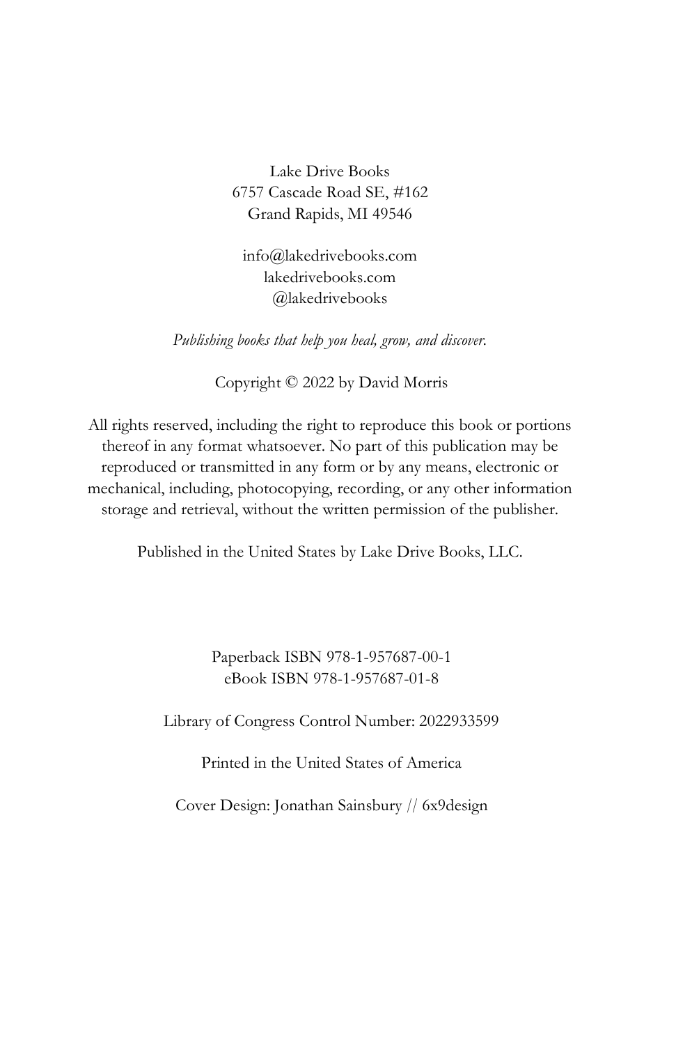Lake Drive Books
6757 Cascade Road SE, #162
Grand Rapids, MI 49546

info@lakedrivebooks.com
lakedrivebooks.com
@lakedrivebooks

*Publishing books that help you heal, grow, and discover.*

Copyright © 2022 by David Morris

All rights reserved, including the right to reproduce this book or portions thereof in any format whatsoever. No part of this publication may be reproduced or transmitted in any form or by any means, electronic or mechanical, including, photocopying, recording, or any other information storage and retrieval, without the written permission of the publisher.

Published in the United States by Lake Drive Books, LLC.

Paperback ISBN 978-1-957687-00-1
eBook ISBN 978-1-957687-01-8

Library of Congress Control Number: 2022933599

Printed in the United States of America

Cover Design: Jonathan Sainsbury // 6x9design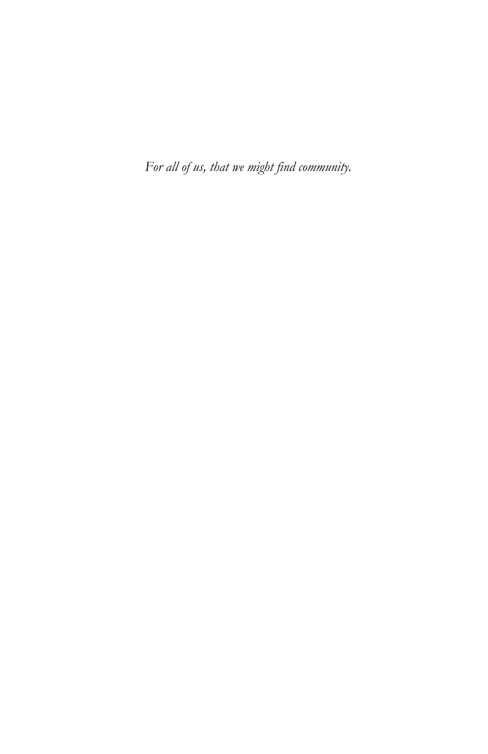*For all of us, that we might find community.*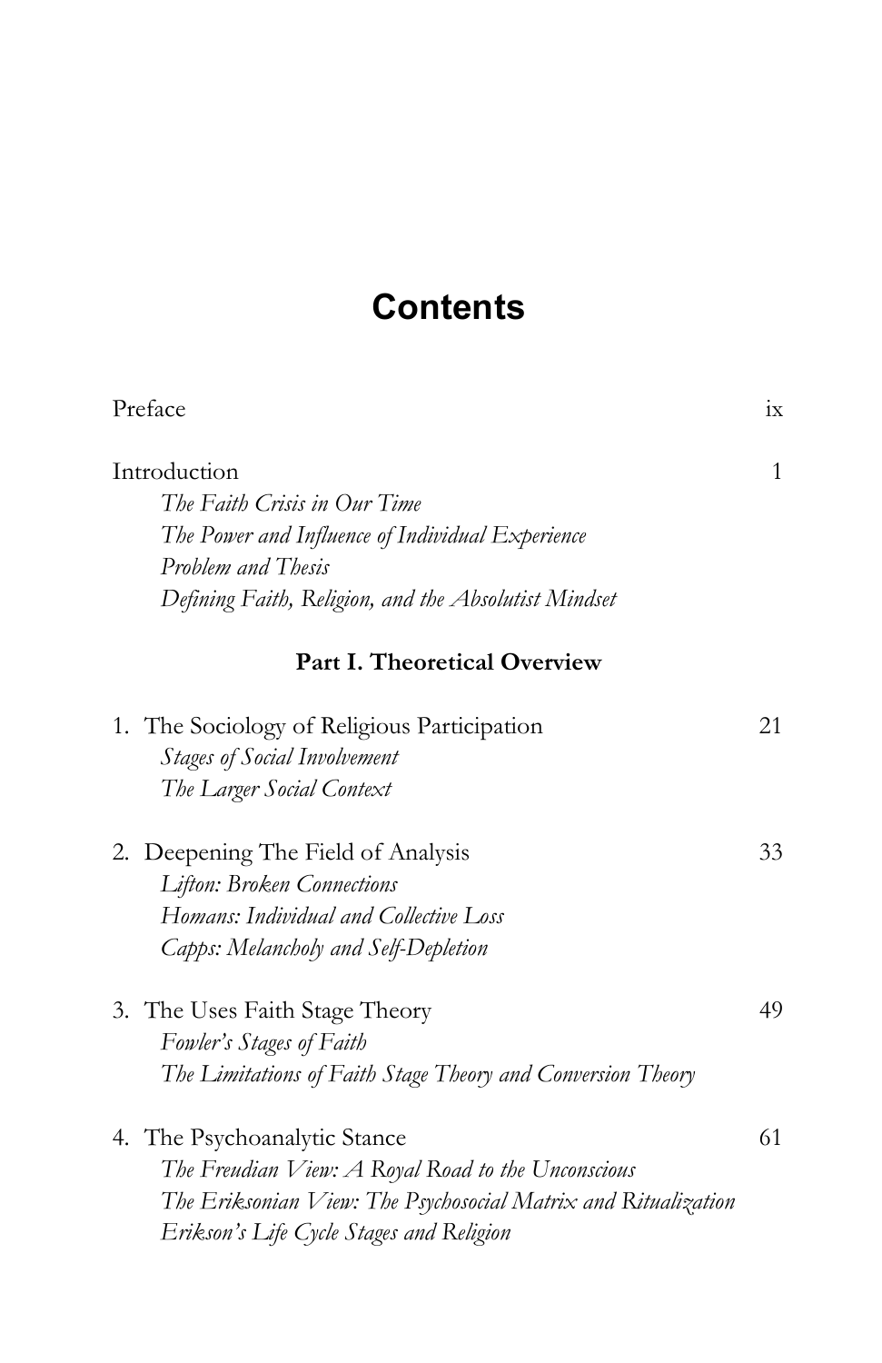# Contents

Preface ix

Introduction 1

*The Faith Crisis in Our Time*
*The Power and Influence of Individual Experience*
*Problem and Thesis*
*Defining Faith, Religion, and the Absolutist Mindset*

**Part I. Theoretical Overview**

1. The Sociology of Religious Participation 21
   *Stages of Social Involvement*
   *The Larger Social Context*

2. Deepening The Field of Analysis 33
   *Lifton: Broken Connections*
   *Homans: Individual and Collective Loss*
   *Capps: Melancholy and Self-Depletion*

3. The Uses Faith Stage Theory 49
   *Fowler's Stages of Faith*
   *The Limitations of Faith Stage Theory and Conversion Theory*

4. The Psychoanalytic Stance 61
   *The Freudian View: A Royal Road to the Unconscious*
   *The Eriksonian View: The Psychosocial Matrix and Ritualization*
   *Erikson's Life Cycle Stages and Religion*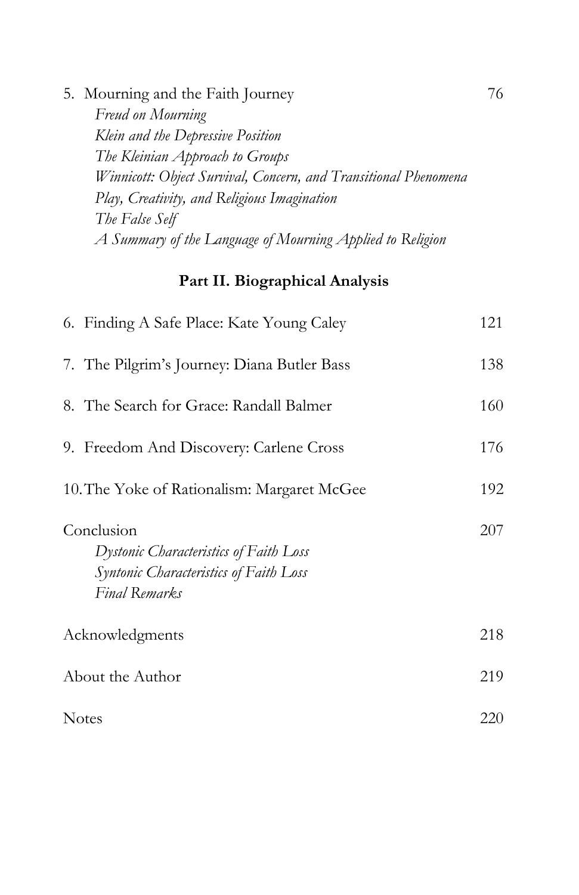5. Mourning and the Faith Journey 76
   *Freud on Mourning*
   *Klein and the Depressive Position*
   *The Kleinian Approach to Groups*
   *Winnicott: Object Survival, Concern, and Transitional Phenomena*
   *Play, Creativity, and Religious Imagination*
   *The False Self*
   *A Summary of the Language of Mourning Applied to Religion*

## Part II. Biographical Analysis

6. Finding A Safe Place: Kate Young Caley 121

7. The Pilgrim's Journey: Diana Butler Bass 138

8. The Search for Grace: Randall Balmer 160

9. Freedom And Discovery: Carlene Cross 176

10. The Yoke of Rationalism: Margaret McGee 192

Conclusion 207
   *Dystonic Characteristics of Faith Loss*
   *Syntonic Characteristics of Faith Loss*
   *Final Remarks*

Acknowledgments 218

About the Author 219

Notes 220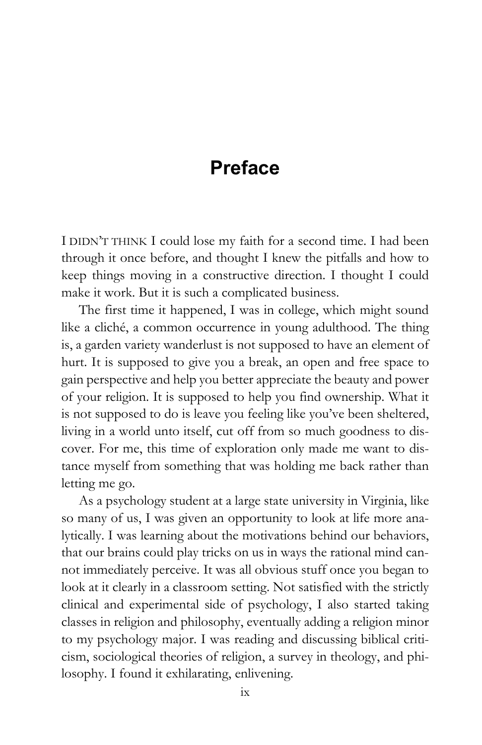# Preface

I DIDN'T THINK I could lose my faith for a second time. I had been through it once before, and thought I knew the pitfalls and how to keep things moving in a constructive direction. I thought I could make it work. But it is such a complicated business.

The first time it happened, I was in college, which might sound like a cliché, a common occurrence in young adulthood. The thing is, a garden variety wanderlust is not supposed to have an element of hurt. It is supposed to give you a break, an open and free space to gain perspective and help you better appreciate the beauty and power of your religion. It is supposed to help you find ownership. What it is not supposed to do is leave you feeling like you've been sheltered, living in a world unto itself, cut off from so much goodness to discover. For me, this time of exploration only made me want to distance myself from something that was holding me back rather than letting me go.

As a psychology student at a large state university in Virginia, like so many of us, I was given an opportunity to look at life more analytically. I was learning about the motivations behind our behaviors, that our brains could play tricks on us in ways the rational mind cannot immediately perceive. It was all obvious stuff once you began to look at it clearly in a classroom setting. Not satisfied with the strictly clinical and experimental side of psychology, I also started taking classes in religion and philosophy, eventually adding a religion minor to my psychology major. I was reading and discussing biblical criticism, sociological theories of religion, a survey in theology, and philosophy. I found it exhilarating, enlivening.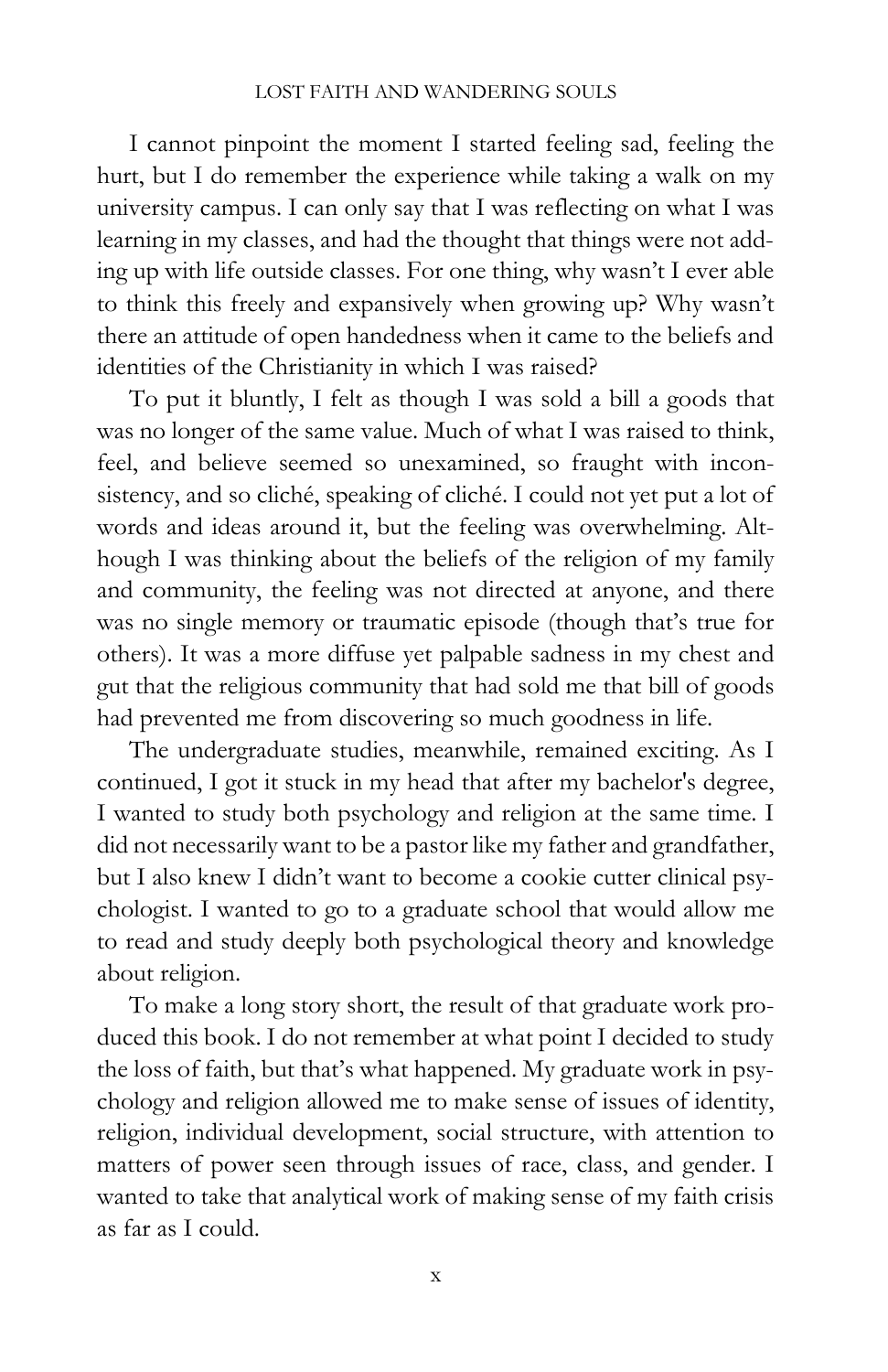I cannot pinpoint the moment I started feeling sad, feeling the hurt, but I do remember the experience while taking a walk on my university campus. I can only say that I was reflecting on what I was learning in my classes, and had the thought that things were not adding up with life outside classes. For one thing, why wasn't I ever able to think this freely and expansively when growing up? Why wasn't there an attitude of open handedness when it came to the beliefs and identities of the Christianity in which I was raised?

To put it bluntly, I felt as though I was sold a bill a goods that was no longer of the same value. Much of what I was raised to think, feel, and believe seemed so unexamined, so fraught with inconsistency, and so cliché, speaking of cliché. I could not yet put a lot of words and ideas around it, but the feeling was overwhelming. Although I was thinking about the beliefs of the religion of my family and community, the feeling was not directed at anyone, and there was no single memory or traumatic episode (though that's true for others). It was a more diffuse yet palpable sadness in my chest and gut that the religious community that had sold me that bill of goods had prevented me from discovering so much goodness in life.

The undergraduate studies, meanwhile, remained exciting. As I continued, I got it stuck in my head that after my bachelor's degree, I wanted to study both psychology and religion at the same time. I did not necessarily want to be a pastor like my father and grandfather, but I also knew I didn't want to become a cookie cutter clinical psychologist. I wanted to go to a graduate school that would allow me to read and study deeply both psychological theory and knowledge about religion.

To make a long story short, the result of that graduate work produced this book. I do not remember at what point I decided to study the loss of faith, but that's what happened. My graduate work in psychology and religion allowed me to make sense of issues of identity, religion, individual development, social structure, with attention to matters of power seen through issues of race, class, and gender. I wanted to take that analytical work of making sense of my faith crisis as far as I could.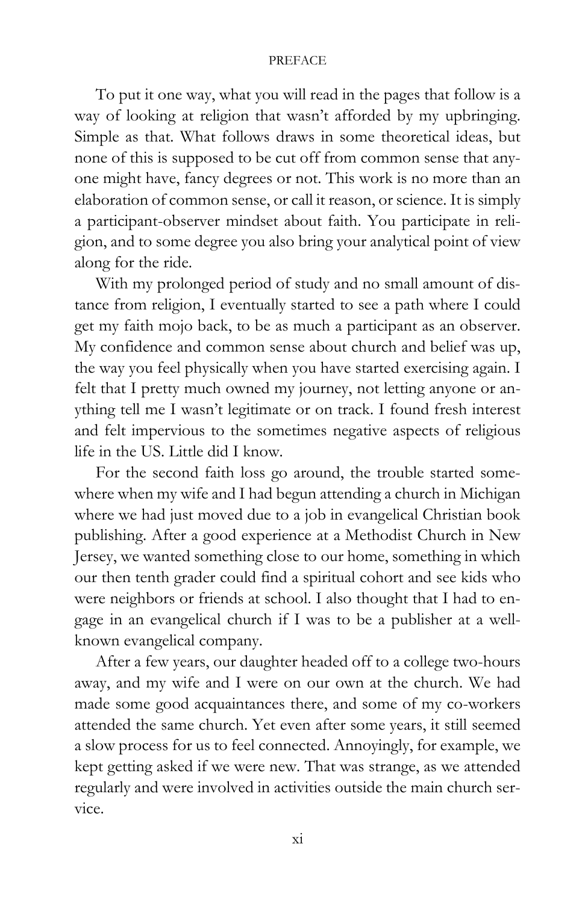To put it one way, what you will read in the pages that follow is a way of looking at religion that wasn't afforded by my upbringing. Simple as that. What follows draws in some theoretical ideas, but none of this is supposed to be cut off from common sense that anyone might have, fancy degrees or not. This work is no more than an elaboration of common sense, or call it reason, or science. It is simply a participant-observer mindset about faith. You participate in religion, and to some degree you also bring your analytical point of view along for the ride.

With my prolonged period of study and no small amount of distance from religion, I eventually started to see a path where I could get my faith mojo back, to be as much a participant as an observer. My confidence and common sense about church and belief was up, the way you feel physically when you have started exercising again. I felt that I pretty much owned my journey, not letting anyone or anything tell me I wasn't legitimate or on track. I found fresh interest and felt impervious to the sometimes negative aspects of religious life in the US. Little did I know.

For the second faith loss go around, the trouble started somewhere when my wife and I had begun attending a church in Michigan where we had just moved due to a job in evangelical Christian book publishing. After a good experience at a Methodist Church in New Jersey, we wanted something close to our home, something in which our then tenth grader could find a spiritual cohort and see kids who were neighbors or friends at school. I also thought that I had to engage in an evangelical church if I was to be a publisher at a well-known evangelical company.

After a few years, our daughter headed off to a college two-hours away, and my wife and I were on our own at the church. We had made some good acquaintances there, and some of my co-workers attended the same church. Yet even after some years, it still seemed a slow process for us to feel connected. Annoyingly, for example, we kept getting asked if we were new. That was strange, as we attended regularly and were involved in activities outside the main church service.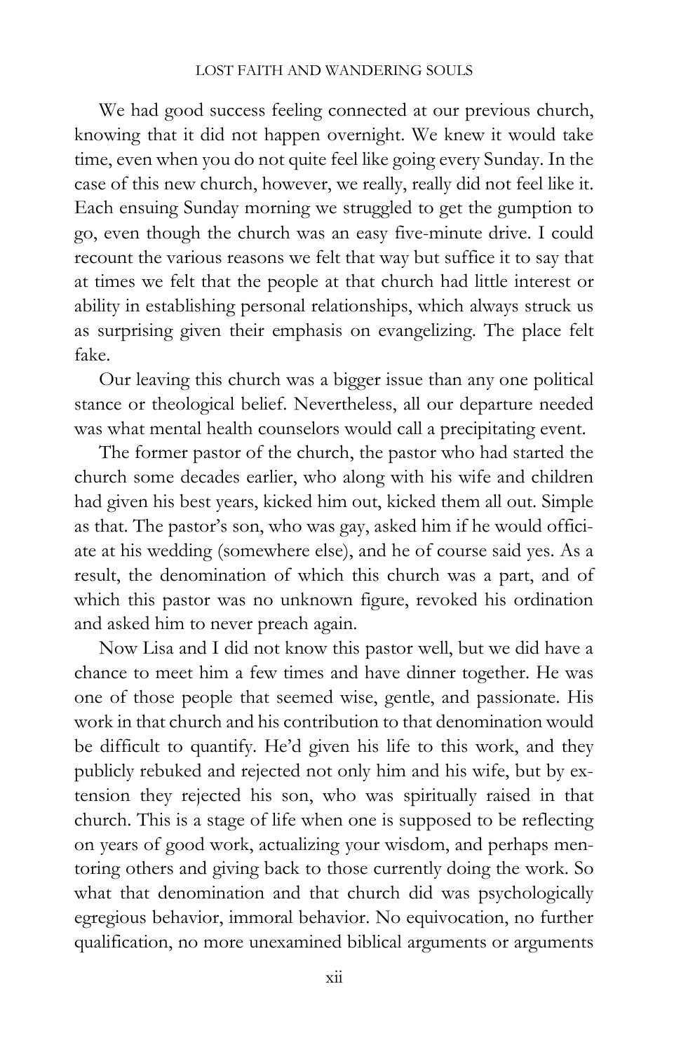We had good success feeling connected at our previous church, knowing that it did not happen overnight. We knew it would take time, even when you do not quite feel like going every Sunday. In the case of this new church, however, we really, really did not feel like it. Each ensuing Sunday morning we struggled to get the gumption to go, even though the church was an easy five-minute drive. I could recount the various reasons we felt that way but suffice it to say that at times we felt that the people at that church had little interest or ability in establishing personal relationships, which always struck us as surprising given their emphasis on evangelizing. The place felt fake.

Our leaving this church was a bigger issue than any one political stance or theological belief. Nevertheless, all our departure needed was what mental health counselors would call a precipitating event.

The former pastor of the church, the pastor who had started the church some decades earlier, who along with his wife and children had given his best years, kicked him out, kicked them all out. Simple as that. The pastor's son, who was gay, asked him if he would officiate at his wedding (somewhere else), and he of course said yes. As a result, the denomination of which this church was a part, and of which this pastor was no unknown figure, revoked his ordination and asked him to never preach again.

Now Lisa and I did not know this pastor well, but we did have a chance to meet him a few times and have dinner together. He was one of those people that seemed wise, gentle, and passionate. His work in that church and his contribution to that denomination would be difficult to quantify. He'd given his life to this work, and they publicly rebuked and rejected not only him and his wife, but by extension they rejected his son, who was spiritually raised in that church. This is a stage of life when one is supposed to be reflecting on years of good work, actualizing your wisdom, and perhaps mentoring others and giving back to those currently doing the work. So what that denomination and that church did was psychologically egregious behavior, immoral behavior. No equivocation, no further qualification, no more unexamined biblical arguments or arguments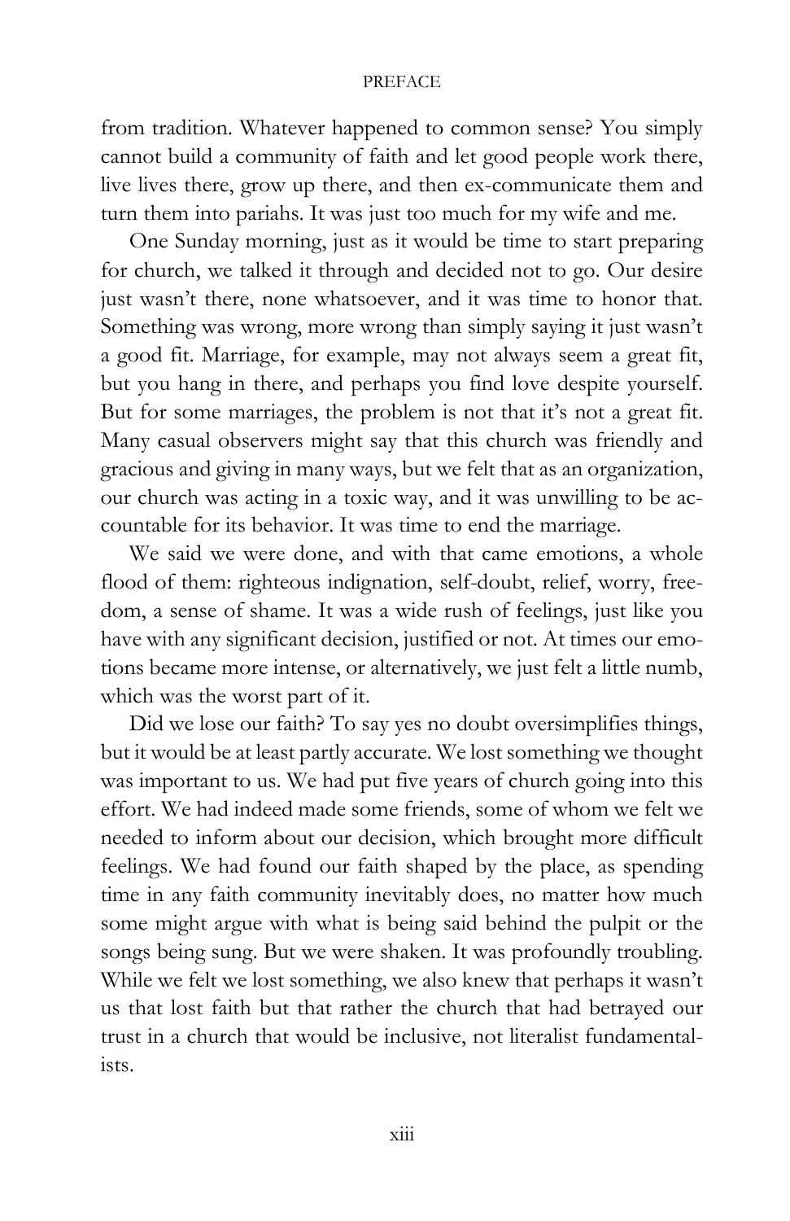from tradition. Whatever happened to common sense? You simply cannot build a community of faith and let good people work there, live lives there, grow up there, and then ex-communicate them and turn them into pariahs. It was just too much for my wife and me.

One Sunday morning, just as it would be time to start preparing for church, we talked it through and decided not to go. Our desire just wasn't there, none whatsoever, and it was time to honor that. Something was wrong, more wrong than simply saying it just wasn't a good fit. Marriage, for example, may not always seem a great fit, but you hang in there, and perhaps you find love despite yourself. But for some marriages, the problem is not that it's not a great fit. Many casual observers might say that this church was friendly and gracious and giving in many ways, but we felt that as an organization, our church was acting in a toxic way, and it was unwilling to be accountable for its behavior. It was time to end the marriage.

We said we were done, and with that came emotions, a whole flood of them: righteous indignation, self-doubt, relief, worry, freedom, a sense of shame. It was a wide rush of feelings, just like you have with any significant decision, justified or not. At times our emotions became more intense, or alternatively, we just felt a little numb, which was the worst part of it.

Did we lose our faith? To say yes no doubt oversimplifies things, but it would be at least partly accurate. We lost something we thought was important to us. We had put five years of church going into this effort. We had indeed made some friends, some of whom we felt we needed to inform about our decision, which brought more difficult feelings. We had found our faith shaped by the place, as spending time in any faith community inevitably does, no matter how much some might argue with what is being said behind the pulpit or the songs being sung. But we were shaken. It was profoundly troubling. While we felt we lost something, we also knew that perhaps it wasn't us that lost faith but that rather the church that had betrayed our trust in a church that would be inclusive, not literalist fundamentalists.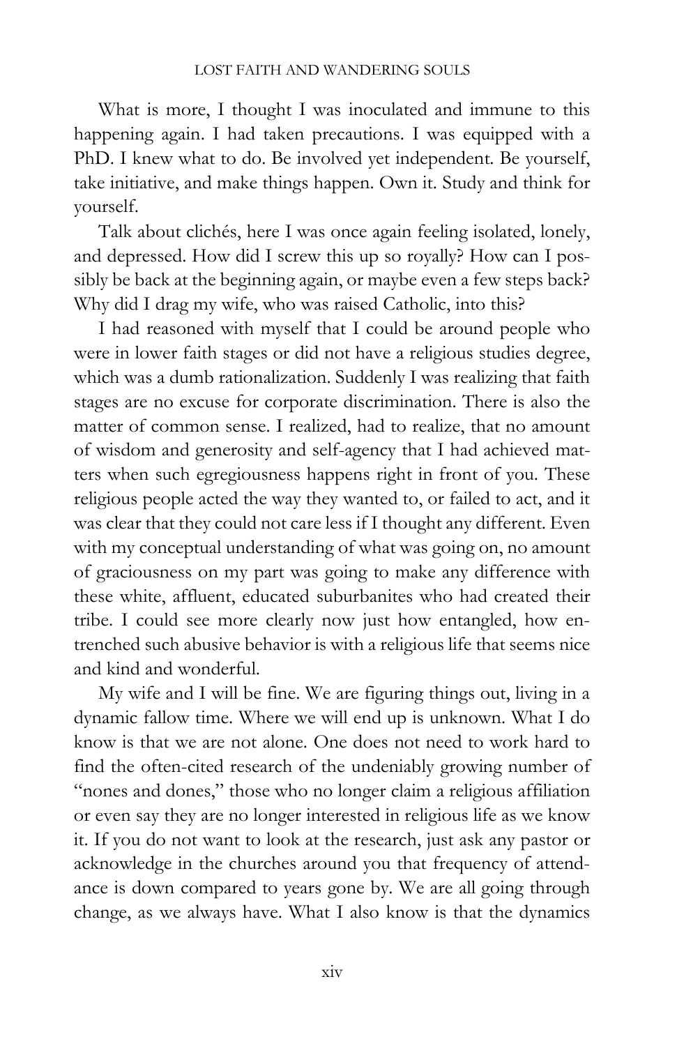What is more, I thought I was inoculated and immune to this happening again. I had taken precautions. I was equipped with a PhD. I knew what to do. Be involved yet independent. Be yourself, take initiative, and make things happen. Own it. Study and think for yourself.

Talk about clichés, here I was once again feeling isolated, lonely, and depressed. How did I screw this up so royally? How can I possibly be back at the beginning again, or maybe even a few steps back? Why did I drag my wife, who was raised Catholic, into this?

I had reasoned with myself that I could be around people who were in lower faith stages or did not have a religious studies degree, which was a dumb rationalization. Suddenly I was realizing that faith stages are no excuse for corporate discrimination. There is also the matter of common sense. I realized, had to realize, that no amount of wisdom and generosity and self-agency that I had achieved matters when such egregiousness happens right in front of you. These religious people acted the way they wanted to, or failed to act, and it was clear that they could not care less if I thought any different. Even with my conceptual understanding of what was going on, no amount of graciousness on my part was going to make any difference with these white, affluent, educated suburbanites who had created their tribe. I could see more clearly now just how entangled, how entrenched such abusive behavior is with a religious life that seems nice and kind and wonderful.

My wife and I will be fine. We are figuring things out, living in a dynamic fallow time. Where we will end up is unknown. What I do know is that we are not alone. One does not need to work hard to find the often-cited research of the undeniably growing number of "nones and dones," those who no longer claim a religious affiliation or even say they are no longer interested in religious life as we know it. If you do not want to look at the research, just ask any pastor or acknowledge in the churches around you that frequency of attendance is down compared to years gone by. We are all going through change, as we always have. What I also know is that the dynamics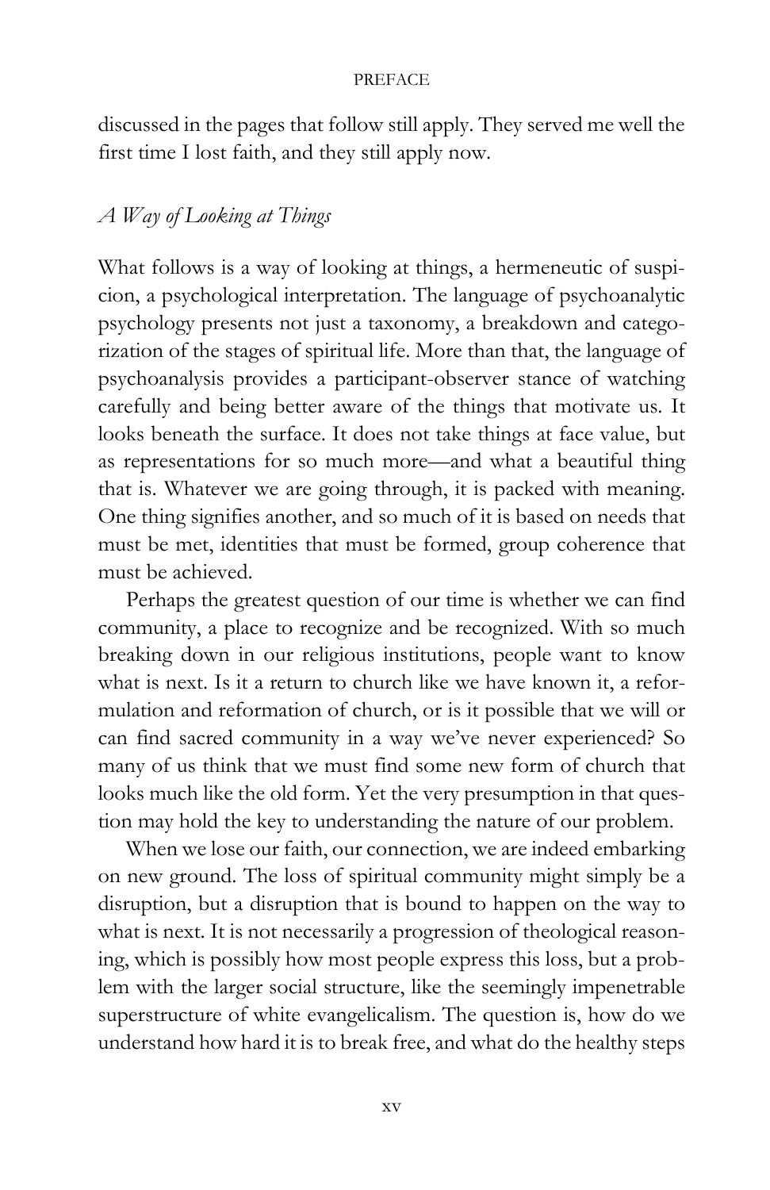discussed in the pages that follow still apply. They served me well the first time I lost faith, and they still apply now.

## *A Way of Looking at Things*

What follows is a way of looking at things, a hermeneutic of suspicion, a psychological interpretation. The language of psychoanalytic psychology presents not just a taxonomy, a breakdown and categorization of the stages of spiritual life. More than that, the language of psychoanalysis provides a participant-observer stance of watching carefully and being better aware of the things that motivate us. It looks beneath the surface. It does not take things at face value, but as representations for so much more—and what a beautiful thing that is. Whatever we are going through, it is packed with meaning. One thing signifies another, and so much of it is based on needs that must be met, identities that must be formed, group coherence that must be achieved.

Perhaps the greatest question of our time is whether we can find community, a place to recognize and be recognized. With so much breaking down in our religious institutions, people want to know what is next. Is it a return to church like we have known it, a reformulation and reformation of church, or is it possible that we will or can find sacred community in a way we've never experienced? So many of us think that we must find some new form of church that looks much like the old form. Yet the very presumption in that question may hold the key to understanding the nature of our problem.

When we lose our faith, our connection, we are indeed embarking on new ground. The loss of spiritual community might simply be a disruption, but a disruption that is bound to happen on the way to what is next. It is not necessarily a progression of theological reasoning, which is possibly how most people express this loss, but a problem with the larger social structure, like the seemingly impenetrable superstructure of white evangelicalism. The question is, how do we understand how hard it is to break free, and what do the healthy steps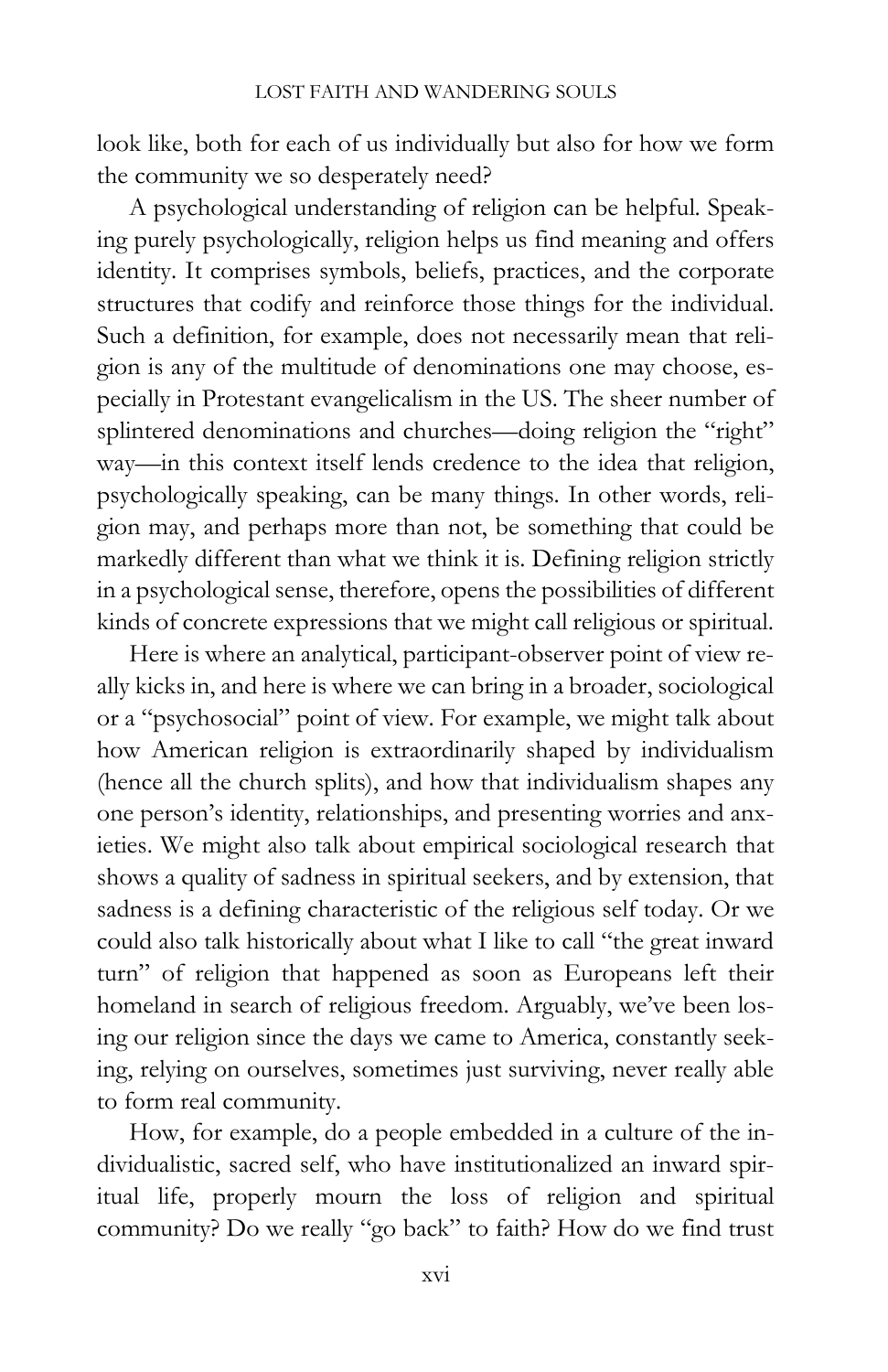look like, both for each of us individually but also for how we form the community we so desperately need?

A psychological understanding of religion can be helpful. Speaking purely psychologically, religion helps us find meaning and offers identity. It comprises symbols, beliefs, practices, and the corporate structures that codify and reinforce those things for the individual. Such a definition, for example, does not necessarily mean that religion is any of the multitude of denominations one may choose, especially in Protestant evangelicalism in the US. The sheer number of splintered denominations and churches—doing religion the "right" way—in this context itself lends credence to the idea that religion, psychologically speaking, can be many things. In other words, religion may, and perhaps more than not, be something that could be markedly different than what we think it is. Defining religion strictly in a psychological sense, therefore, opens the possibilities of different kinds of concrete expressions that we might call religious or spiritual.

Here is where an analytical, participant-observer point of view really kicks in, and here is where we can bring in a broader, sociological or a "psychosocial" point of view. For example, we might talk about how American religion is extraordinarily shaped by individualism (hence all the church splits), and how that individualism shapes any one person's identity, relationships, and presenting worries and anxieties. We might also talk about empirical sociological research that shows a quality of sadness in spiritual seekers, and by extension, that sadness is a defining characteristic of the religious self today. Or we could also talk historically about what I like to call "the great inward turn" of religion that happened as soon as Europeans left their homeland in search of religious freedom. Arguably, we've been losing our religion since the days we came to America, constantly seeking, relying on ourselves, sometimes just surviving, never really able to form real community.

How, for example, do a people embedded in a culture of the individualistic, sacred self, who have institutionalized an inward spiritual life, properly mourn the loss of religion and spiritual community? Do we really "go back" to faith? How do we find trust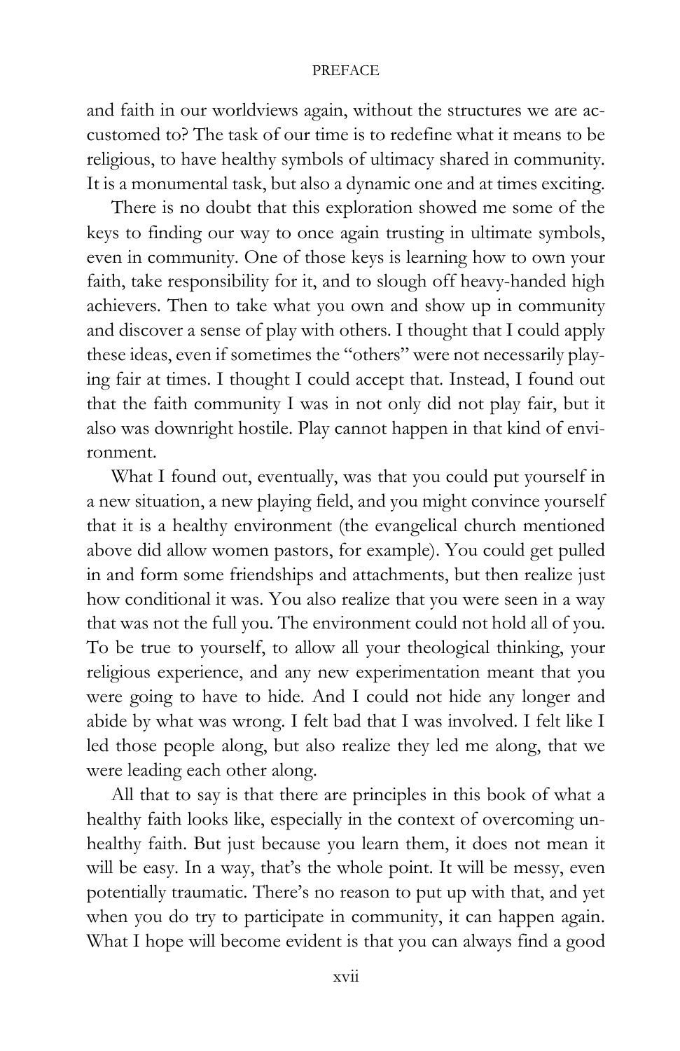and faith in our worldviews again, without the structures we are accustomed to? The task of our time is to redefine what it means to be religious, to have healthy symbols of ultimacy shared in community. It is a monumental task, but also a dynamic one and at times exciting.

There is no doubt that this exploration showed me some of the keys to finding our way to once again trusting in ultimate symbols, even in community. One of those keys is learning how to own your faith, take responsibility for it, and to slough off heavy-handed high achievers. Then to take what you own and show up in community and discover a sense of play with others. I thought that I could apply these ideas, even if sometimes the "others" were not necessarily playing fair at times. I thought I could accept that. Instead, I found out that the faith community I was in not only did not play fair, but it also was downright hostile. Play cannot happen in that kind of environment.

What I found out, eventually, was that you could put yourself in a new situation, a new playing field, and you might convince yourself that it is a healthy environment (the evangelical church mentioned above did allow women pastors, for example). You could get pulled in and form some friendships and attachments, but then realize just how conditional it was. You also realize that you were seen in a way that was not the full you. The environment could not hold all of you. To be true to yourself, to allow all your theological thinking, your religious experience, and any new experimentation meant that you were going to have to hide. And I could not hide any longer and abide by what was wrong. I felt bad that I was involved. I felt like I led those people along, but also realize they led me along, that we were leading each other along.

All that to say is that there are principles in this book of what a healthy faith looks like, especially in the context of overcoming unhealthy faith. But just because you learn them, it does not mean it will be easy. In a way, that's the whole point. It will be messy, even potentially traumatic. There's no reason to put up with that, and yet when you do try to participate in community, it can happen again. What I hope will become evident is that you can always find a good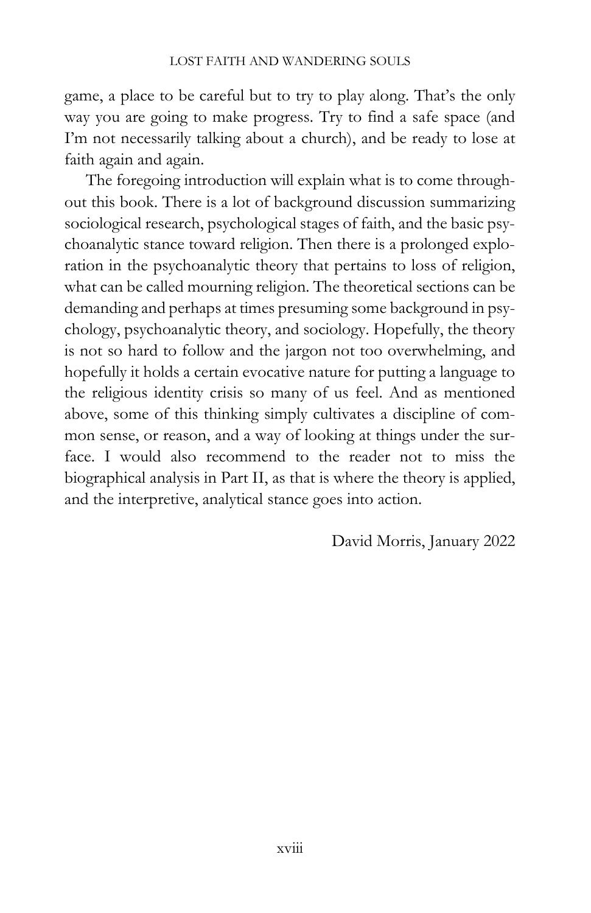game, a place to be careful but to try to play along. That's the only way you are going to make progress. Try to find a safe space (and I'm not necessarily talking about a church), and be ready to lose at faith again and again.

The foregoing introduction will explain what is to come throughout this book. There is a lot of background discussion summarizing sociological research, psychological stages of faith, and the basic psychoanalytic stance toward religion. Then there is a prolonged exploration in the psychoanalytic theory that pertains to loss of religion, what can be called mourning religion. The theoretical sections can be demanding and perhaps at times presuming some background in psychology, psychoanalytic theory, and sociology. Hopefully, the theory is not so hard to follow and the jargon not too overwhelming, and hopefully it holds a certain evocative nature for putting a language to the religious identity crisis so many of us feel. And as mentioned above, some of this thinking simply cultivates a discipline of common sense, or reason, and a way of looking at things under the surface. I would also recommend to the reader not to miss the biographical analysis in Part II, as that is where the theory is applied, and the interpretive, analytical stance goes into action.

David Morris, January 2022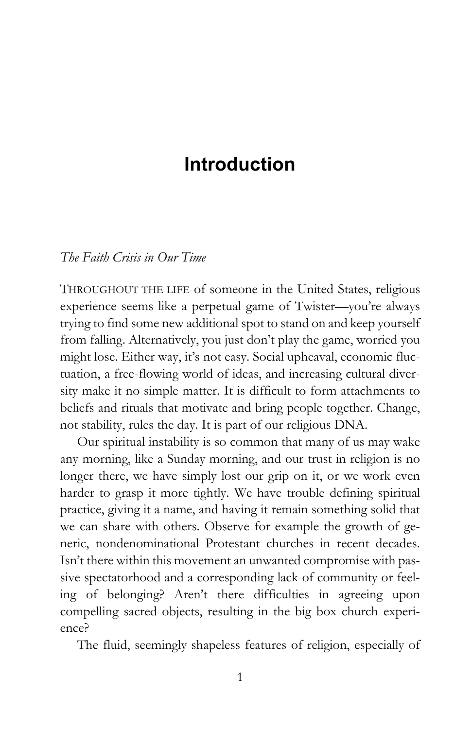# Introduction

*The Faith Crisis in Our Time*

THROUGHOUT THE LIFE of someone in the United States, religious experience seems like a perpetual game of Twister—you're always trying to find some new additional spot to stand on and keep yourself from falling. Alternatively, you just don't play the game, worried you might lose. Either way, it's not easy. Social upheaval, economic fluctuation, a free-flowing world of ideas, and increasing cultural diversity make it no simple matter. It is difficult to form attachments to beliefs and rituals that motivate and bring people together. Change, not stability, rules the day. It is part of our religious DNA.

Our spiritual instability is so common that many of us may wake any morning, like a Sunday morning, and our trust in religion is no longer there, we have simply lost our grip on it, or we work even harder to grasp it more tightly. We have trouble defining spiritual practice, giving it a name, and having it remain something solid that we can share with others. Observe for example the growth of generic, nondenominational Protestant churches in recent decades. Isn't there within this movement an unwanted compromise with passive spectatorhood and a corresponding lack of community or feeling of belonging? Aren't there difficulties in agreeing upon compelling sacred objects, resulting in the big box church experience?

The fluid, seemingly shapeless features of religion, especially of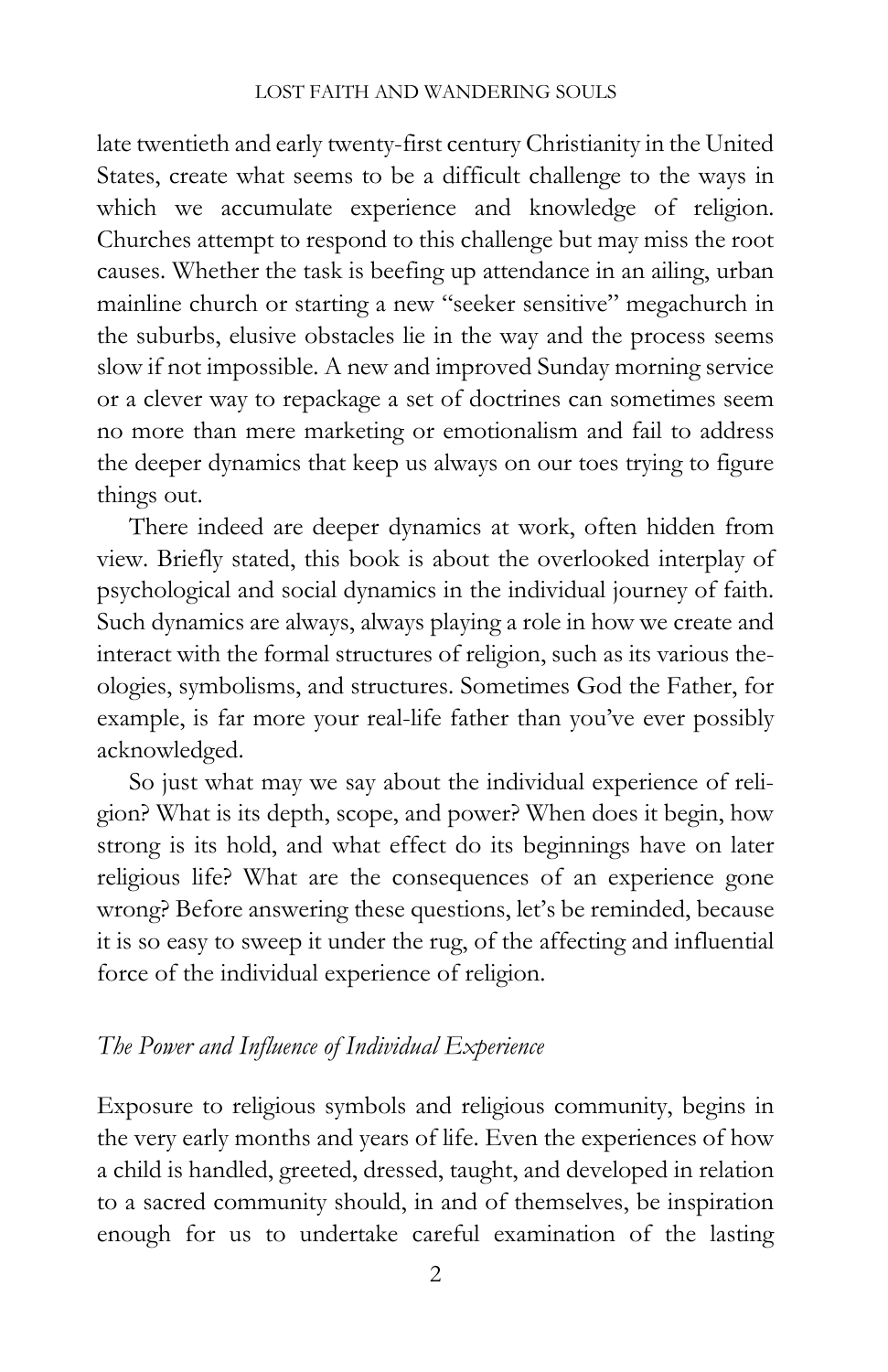late twentieth and early twenty-first century Christianity in the United States, create what seems to be a difficult challenge to the ways in which we accumulate experience and knowledge of religion. Churches attempt to respond to this challenge but may miss the root causes. Whether the task is beefing up attendance in an ailing, urban mainline church or starting a new "seeker sensitive" megachurch in the suburbs, elusive obstacles lie in the way and the process seems slow if not impossible. A new and improved Sunday morning service or a clever way to repackage a set of doctrines can sometimes seem no more than mere marketing or emotionalism and fail to address the deeper dynamics that keep us always on our toes trying to figure things out.

There indeed are deeper dynamics at work, often hidden from view. Briefly stated, this book is about the overlooked interplay of psychological and social dynamics in the individual journey of faith. Such dynamics are always, always playing a role in how we create and interact with the formal structures of religion, such as its various theologies, symbolisms, and structures. Sometimes God the Father, for example, is far more your real-life father than you've ever possibly acknowledged.

So just what may we say about the individual experience of religion? What is its depth, scope, and power? When does it begin, how strong is its hold, and what effect do its beginnings have on later religious life? What are the consequences of an experience gone wrong? Before answering these questions, let's be reminded, because it is so easy to sweep it under the rug, of the affecting and influential force of the individual experience of religion.

## *The Power and Influence of Individual Experience*

Exposure to religious symbols and religious community, begins in the very early months and years of life. Even the experiences of how a child is handled, greeted, dressed, taught, and developed in relation to a sacred community should, in and of themselves, be inspiration enough for us to undertake careful examination of the lasting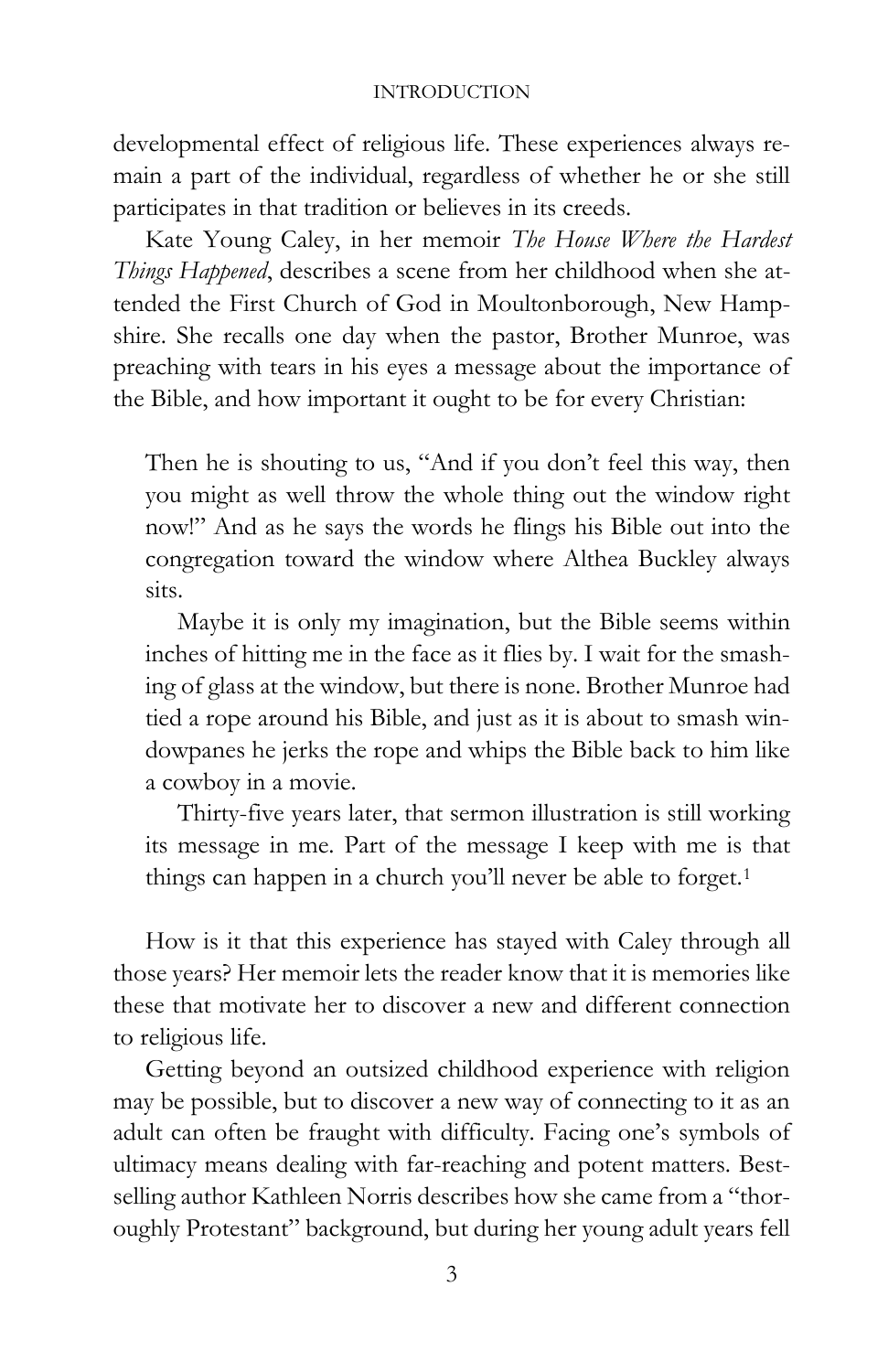developmental effect of religious life. These experiences always remain a part of the individual, regardless of whether he or she still participates in that tradition or believes in its creeds.

Kate Young Caley, in her memoir *The House Where the Hardest Things Happened*, describes a scene from her childhood when she attended the First Church of God in Moultonborough, New Hampshire. She recalls one day when the pastor, Brother Munroe, was preaching with tears in his eyes a message about the importance of the Bible, and how important it ought to be for every Christian:

> Then he is shouting to us, "And if you don't feel this way, then you might as well throw the whole thing out the window right now!" And as he says the words he flings his Bible out into the congregation toward the window where Althea Buckley always sits.
>
> Maybe it is only my imagination, but the Bible seems within inches of hitting me in the face as it flies by. I wait for the smashing of glass at the window, but there is none. Brother Munroe had tied a rope around his Bible, and just as it is about to smash windowpanes he jerks the rope and whips the Bible back to him like a cowboy in a movie.
>
> Thirty-five years later, that sermon illustration is still working its message in me. Part of the message I keep with me is that things can happen in a church you'll never be able to forget.[1]

How is it that this experience has stayed with Caley through all those years? Her memoir lets the reader know that it is memories like these that motivate her to discover a new and different connection to religious life.

Getting beyond an outsized childhood experience with religion may be possible, but to discover a new way of connecting to it as an adult can often be fraught with difficulty. Facing one's symbols of ultimacy means dealing with far-reaching and potent matters. Best-selling author Kathleen Norris describes how she came from a "thoroughly Protestant" background, but during her young adult years fell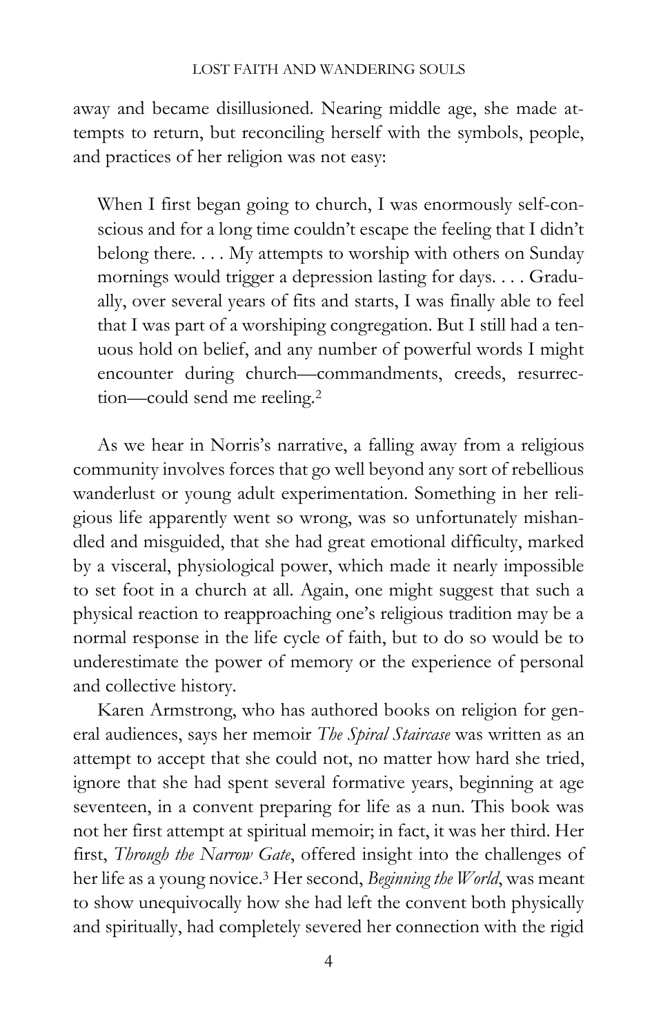away and became disillusioned. Nearing middle age, she made attempts to return, but reconciling herself with the symbols, people, and practices of her religion was not easy:

> When I first began going to church, I was enormously self-conscious and for a long time couldn't escape the feeling that I didn't belong there. . . . My attempts to worship with others on Sunday mornings would trigger a depression lasting for days. . . . Gradually, over several years of fits and starts, I was finally able to feel that I was part of a worshiping congregation. But I still had a tenuous hold on belief, and any number of powerful words I might encounter during church—commandments, creeds, resurrection—could send me reeling.[2]

As we hear in Norris's narrative, a falling away from a religious community involves forces that go well beyond any sort of rebellious wanderlust or young adult experimentation. Something in her religious life apparently went so wrong, was so unfortunately mishandled and misguided, that she had great emotional difficulty, marked by a visceral, physiological power, which made it nearly impossible to set foot in a church at all. Again, one might suggest that such a physical reaction to reapproaching one's religious tradition may be a normal response in the life cycle of faith, but to do so would be to underestimate the power of memory or the experience of personal and collective history.

Karen Armstrong, who has authored books on religion for general audiences, says her memoir *The Spiral Staircase* was written as an attempt to accept that she could not, no matter how hard she tried, ignore that she had spent several formative years, beginning at age seventeen, in a convent preparing for life as a nun. This book was not her first attempt at spiritual memoir; in fact, it was her third. Her first, *Through the Narrow Gate*, offered insight into the challenges of her life as a young novice.[3] Her second, *Beginning the World*, was meant to show unequivocally how she had left the convent both physically and spiritually, had completely severed her connection with the rigid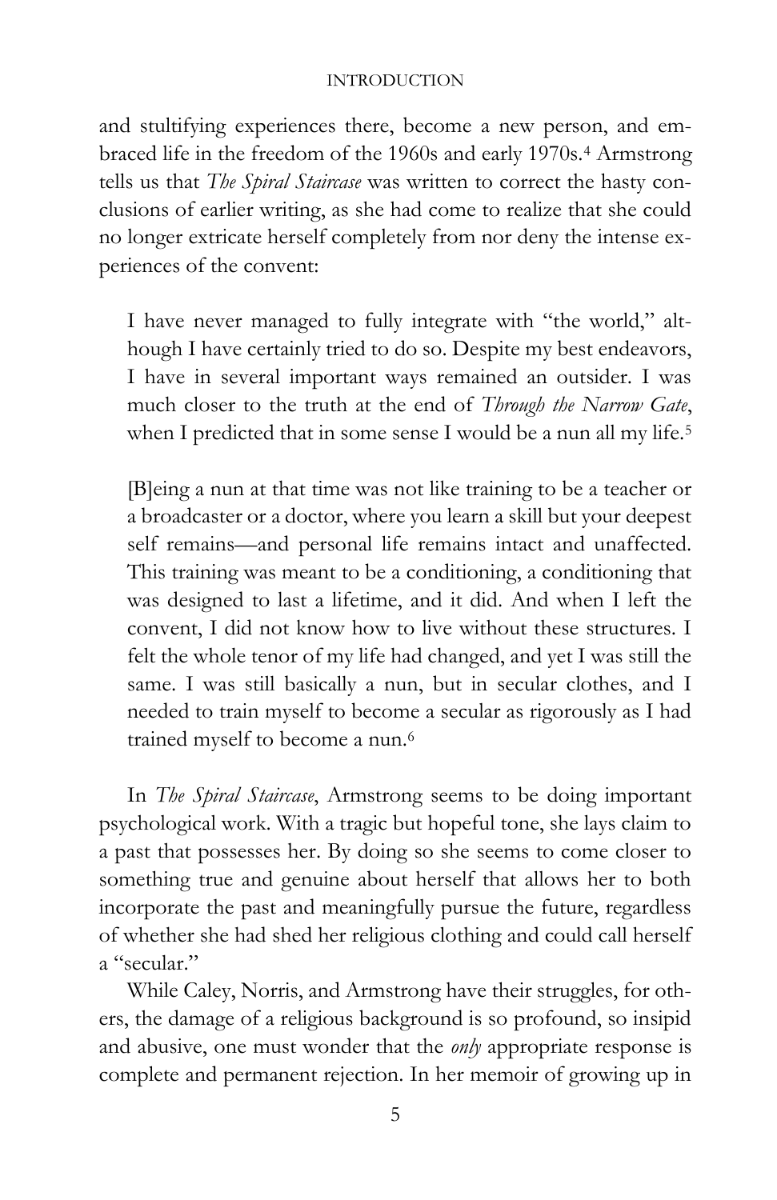and stultifying experiences there, become a new person, and embraced life in the freedom of the 1960s and early 1970s.[4] Armstrong tells us that *The Spiral Staircase* was written to correct the hasty conclusions of earlier writing, as she had come to realize that she could no longer extricate herself completely from nor deny the intense experiences of the convent:

> I have never managed to fully integrate with "the world," although I have certainly tried to do so. Despite my best endeavors, I have in several important ways remained an outsider. I was much closer to the truth at the end of *Through the Narrow Gate*, when I predicted that in some sense I would be a nun all my life.[5]
>
> [B]eing a nun at that time was not like training to be a teacher or a broadcaster or a doctor, where you learn a skill but your deepest self remains—and personal life remains intact and unaffected. This training was meant to be a conditioning, a conditioning that was designed to last a lifetime, and it did. And when I left the convent, I did not know how to live without these structures. I felt the whole tenor of my life had changed, and yet I was still the same. I was still basically a nun, but in secular clothes, and I needed to train myself to become a secular as rigorously as I had trained myself to become a nun.[6]

In *The Spiral Staircase*, Armstrong seems to be doing important psychological work. With a tragic but hopeful tone, she lays claim to a past that possesses her. By doing so she seems to come closer to something true and genuine about herself that allows her to both incorporate the past and meaningfully pursue the future, regardless of whether she had shed her religious clothing and could call herself a "secular."

While Caley, Norris, and Armstrong have their struggles, for others, the damage of a religious background is so profound, so insipid and abusive, one must wonder that the *only* appropriate response is complete and permanent rejection. In her memoir of growing up in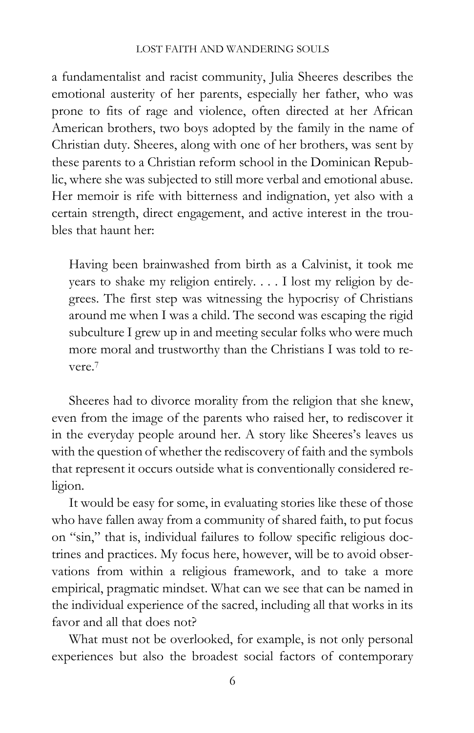a fundamentalist and racist community, Julia Sheeres describes the emotional austerity of her parents, especially her father, who was prone to fits of rage and violence, often directed at her African American brothers, two boys adopted by the family in the name of Christian duty. Sheeres, along with one of her brothers, was sent by these parents to a Christian reform school in the Dominican Republic, where she was subjected to still more verbal and emotional abuse. Her memoir is rife with bitterness and indignation, yet also with a certain strength, direct engagement, and active interest in the troubles that haunt her:

> Having been brainwashed from birth as a Calvinist, it took me years to shake my religion entirely. . . . I lost my religion by degrees. The first step was witnessing the hypocrisy of Christians around me when I was a child. The second was escaping the rigid subculture I grew up in and meeting secular folks who were much more moral and trustworthy than the Christians I was told to revere.[7]

Sheeres had to divorce morality from the religion that she knew, even from the image of the parents who raised her, to rediscover it in the everyday people around her. A story like Sheeres's leaves us with the question of whether the rediscovery of faith and the symbols that represent it occurs outside what is conventionally considered religion.

It would be easy for some, in evaluating stories like these of those who have fallen away from a community of shared faith, to put focus on "sin," that is, individual failures to follow specific religious doctrines and practices. My focus here, however, will be to avoid observations from within a religious framework, and to take a more empirical, pragmatic mindset. What can we see that can be named in the individual experience of the sacred, including all that works in its favor and all that does not?

What must not be overlooked, for example, is not only personal experiences but also the broadest social factors of contemporary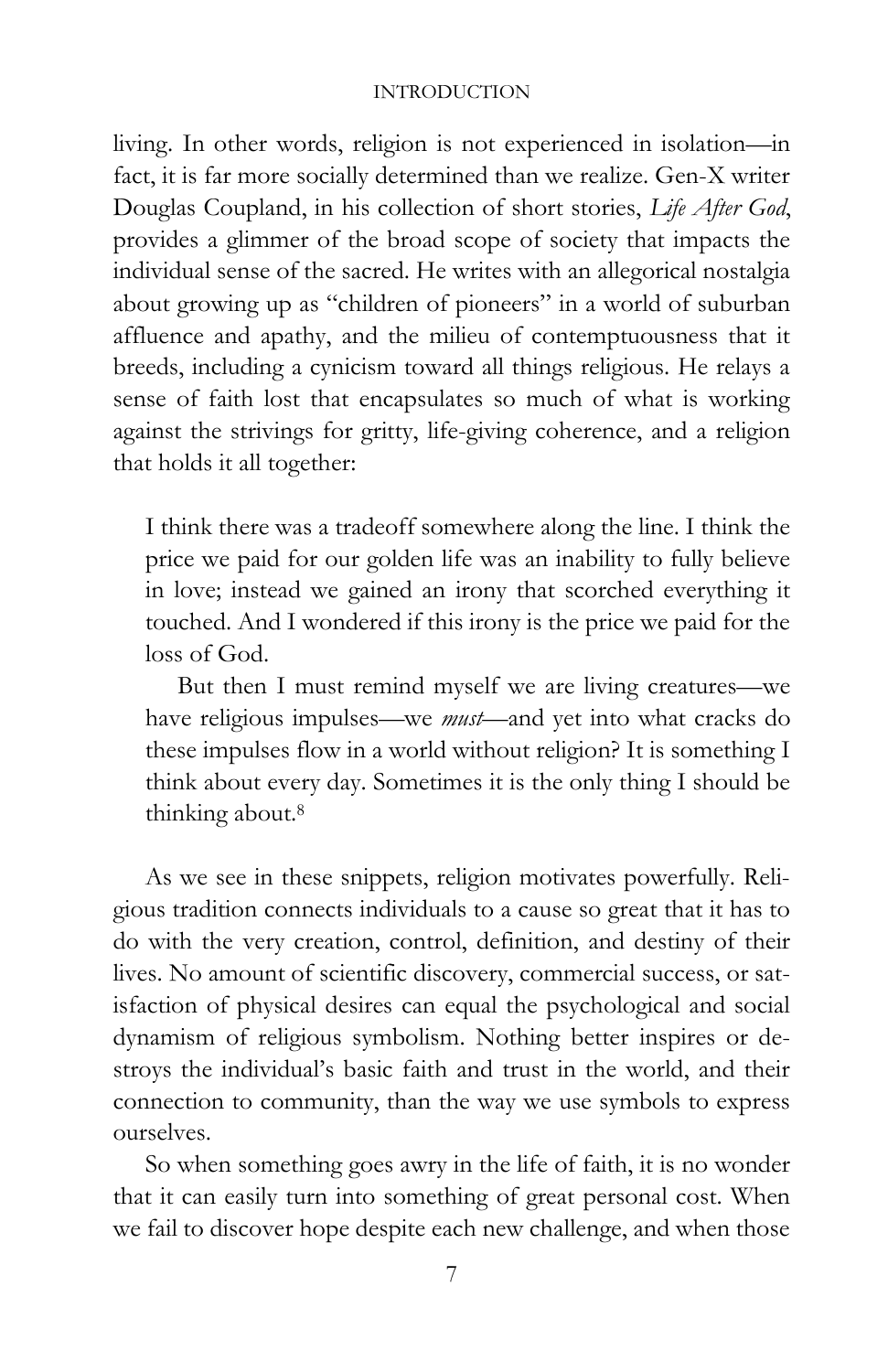living. In other words, religion is not experienced in isolation—in fact, it is far more socially determined than we realize. Gen-X writer Douglas Coupland, in his collection of short stories, *Life After God*, provides a glimmer of the broad scope of society that impacts the individual sense of the sacred. He writes with an allegorical nostalgia about growing up as "children of pioneers" in a world of suburban affluence and apathy, and the milieu of contemptuousness that it breeds, including a cynicism toward all things religious. He relays a sense of faith lost that encapsulates so much of what is working against the strivings for gritty, life-giving coherence, and a religion that holds it all together:

> I think there was a tradeoff somewhere along the line. I think the price we paid for our golden life was an inability to fully believe in love; instead we gained an irony that scorched everything it touched. And I wondered if this irony is the price we paid for the loss of God.
>
> But then I must remind myself we are living creatures—we have religious impulses—we *must*—and yet into what cracks do these impulses flow in a world without religion? It is something I think about every day. Sometimes it is the only thing I should be thinking about.[8]

As we see in these snippets, religion motivates powerfully. Religious tradition connects individuals to a cause so great that it has to do with the very creation, control, definition, and destiny of their lives. No amount of scientific discovery, commercial success, or satisfaction of physical desires can equal the psychological and social dynamism of religious symbolism. Nothing better inspires or destroys the individual's basic faith and trust in the world, and their connection to community, than the way we use symbols to express ourselves.

So when something goes awry in the life of faith, it is no wonder that it can easily turn into something of great personal cost. When we fail to discover hope despite each new challenge, and when those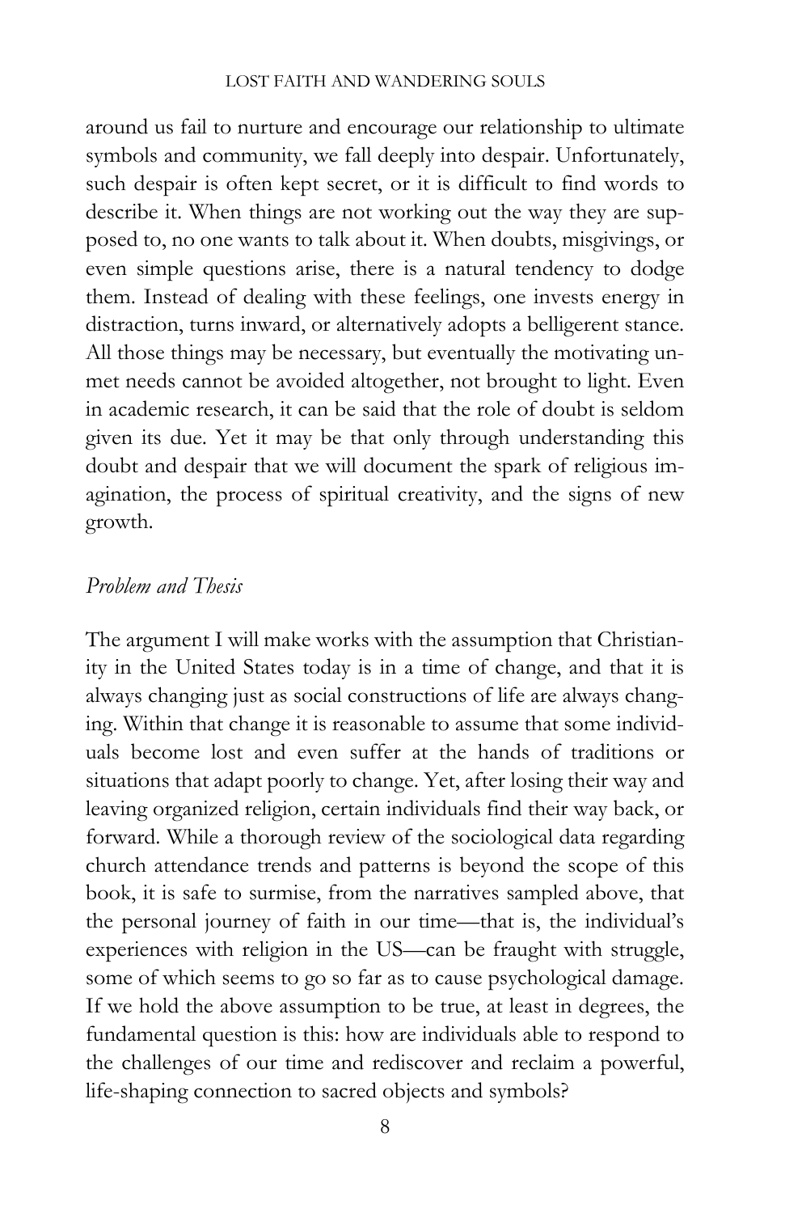around us fail to nurture and encourage our relationship to ultimate symbols and community, we fall deeply into despair. Unfortunately, such despair is often kept secret, or it is difficult to find words to describe it. When things are not working out the way they are supposed to, no one wants to talk about it. When doubts, misgivings, or even simple questions arise, there is a natural tendency to dodge them. Instead of dealing with these feelings, one invests energy in distraction, turns inward, or alternatively adopts a belligerent stance. All those things may be necessary, but eventually the motivating unmet needs cannot be avoided altogether, not brought to light. Even in academic research, it can be said that the role of doubt is seldom given its due. Yet it may be that only through understanding this doubt and despair that we will document the spark of religious imagination, the process of spiritual creativity, and the signs of new growth.

### *Problem and Thesis*

The argument I will make works with the assumption that Christianity in the United States today is in a time of change, and that it is always changing just as social constructions of life are always changing. Within that change it is reasonable to assume that some individuals become lost and even suffer at the hands of traditions or situations that adapt poorly to change. Yet, after losing their way and leaving organized religion, certain individuals find their way back, or forward. While a thorough review of the sociological data regarding church attendance trends and patterns is beyond the scope of this book, it is safe to surmise, from the narratives sampled above, that the personal journey of faith in our time—that is, the individual's experiences with religion in the US—can be fraught with struggle, some of which seems to go so far as to cause psychological damage. If we hold the above assumption to be true, at least in degrees, the fundamental question is this: how are individuals able to respond to the challenges of our time and rediscover and reclaim a powerful, life-shaping connection to sacred objects and symbols?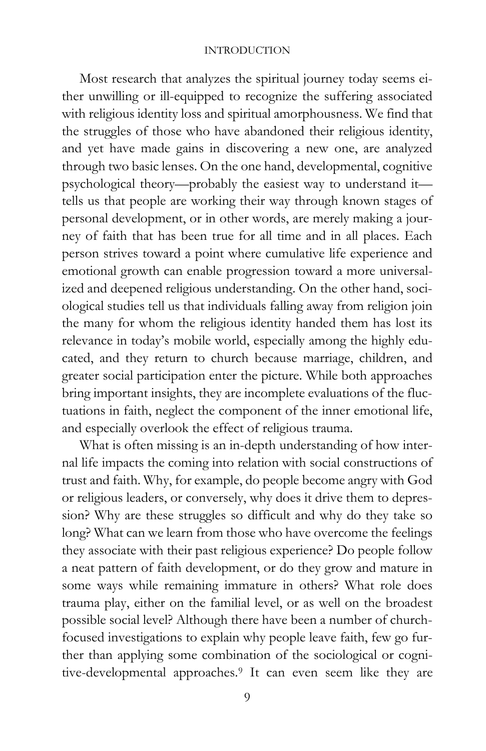Most research that analyzes the spiritual journey today seems either unwilling or ill-equipped to recognize the suffering associated with religious identity loss and spiritual amorphousness. We find that the struggles of those who have abandoned their religious identity, and yet have made gains in discovering a new one, are analyzed through two basic lenses. On the one hand, developmental, cognitive psychological theory—probably the easiest way to understand it—tells us that people are working their way through known stages of personal development, or in other words, are merely making a journey of faith that has been true for all time and in all places. Each person strives toward a point where cumulative life experience and emotional growth can enable progression toward a more universalized and deepened religious understanding. On the other hand, sociological studies tell us that individuals falling away from religion join the many for whom the religious identity handed them has lost its relevance in today's mobile world, especially among the highly educated, and they return to church because marriage, children, and greater social participation enter the picture. While both approaches bring important insights, they are incomplete evaluations of the fluctuations in faith, neglect the component of the inner emotional life, and especially overlook the effect of religious trauma.

What is often missing is an in-depth understanding of how internal life impacts the coming into relation with social constructions of trust and faith. Why, for example, do people become angry with God or religious leaders, or conversely, why does it drive them to depression? Why are these struggles so difficult and why do they take so long? What can we learn from those who have overcome the feelings they associate with their past religious experience? Do people follow a neat pattern of faith development, or do they grow and mature in some ways while remaining immature in others? What role does trauma play, either on the familial level, or as well on the broadest possible social level? Although there have been a number of church-focused investigations to explain why people leave faith, few go further than applying some combination of the sociological or cognitive-developmental approaches.[9] It can even seem like they are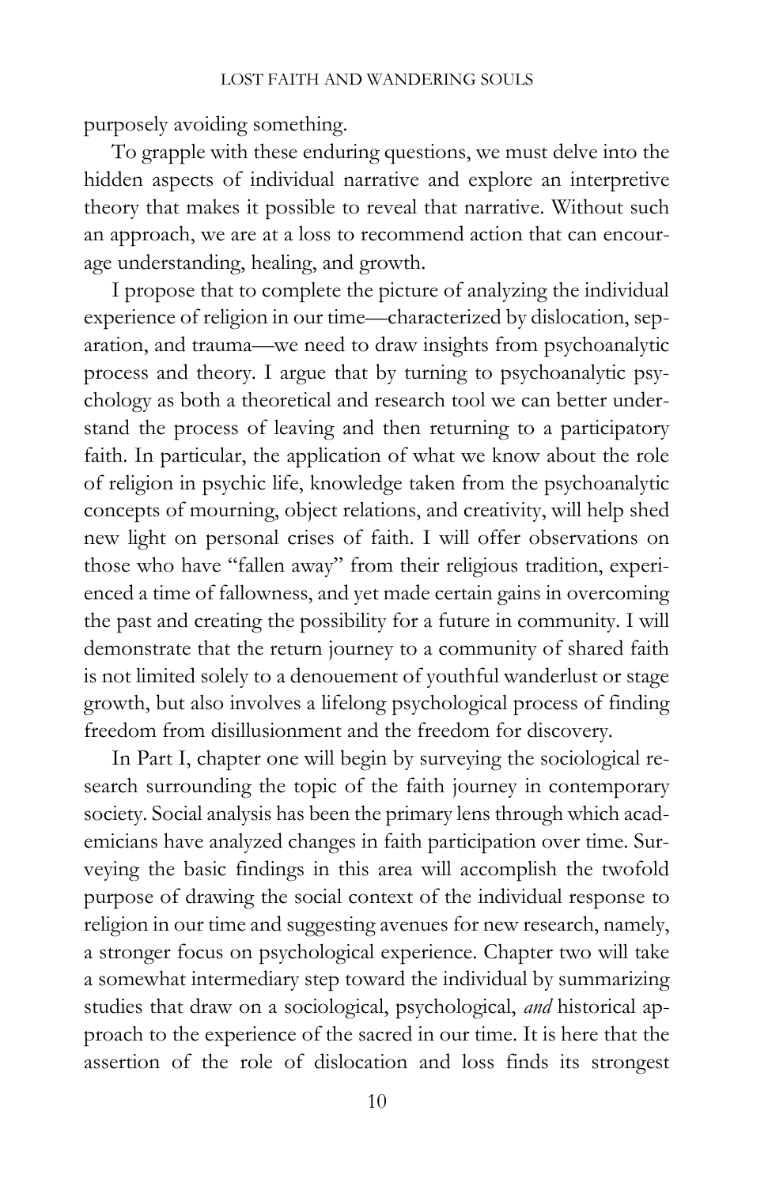purposely avoiding something.

To grapple with these enduring questions, we must delve into the hidden aspects of individual narrative and explore an interpretive theory that makes it possible to reveal that narrative. Without such an approach, we are at a loss to recommend action that can encourage understanding, healing, and growth.

I propose that to complete the picture of analyzing the individual experience of religion in our time—characterized by dislocation, separation, and trauma—we need to draw insights from psychoanalytic process and theory. I argue that by turning to psychoanalytic psychology as both a theoretical and research tool we can better understand the process of leaving and then returning to a participatory faith. In particular, the application of what we know about the role of religion in psychic life, knowledge taken from the psychoanalytic concepts of mourning, object relations, and creativity, will help shed new light on personal crises of faith. I will offer observations on those who have "fallen away" from their religious tradition, experienced a time of fallowness, and yet made certain gains in overcoming the past and creating the possibility for a future in community. I will demonstrate that the return journey to a community of shared faith is not limited solely to a denouement of youthful wanderlust or stage growth, but also involves a lifelong psychological process of finding freedom from disillusionment and the freedom for discovery.

In Part I, chapter one will begin by surveying the sociological research surrounding the topic of the faith journey in contemporary society. Social analysis has been the primary lens through which academicians have analyzed changes in faith participation over time. Surveying the basic findings in this area will accomplish the twofold purpose of drawing the social context of the individual response to religion in our time and suggesting avenues for new research, namely, a stronger focus on psychological experience. Chapter two will take a somewhat intermediary step toward the individual by summarizing studies that draw on a sociological, psychological, *and* historical approach to the experience of the sacred in our time. It is here that the assertion of the role of dislocation and loss finds its strongest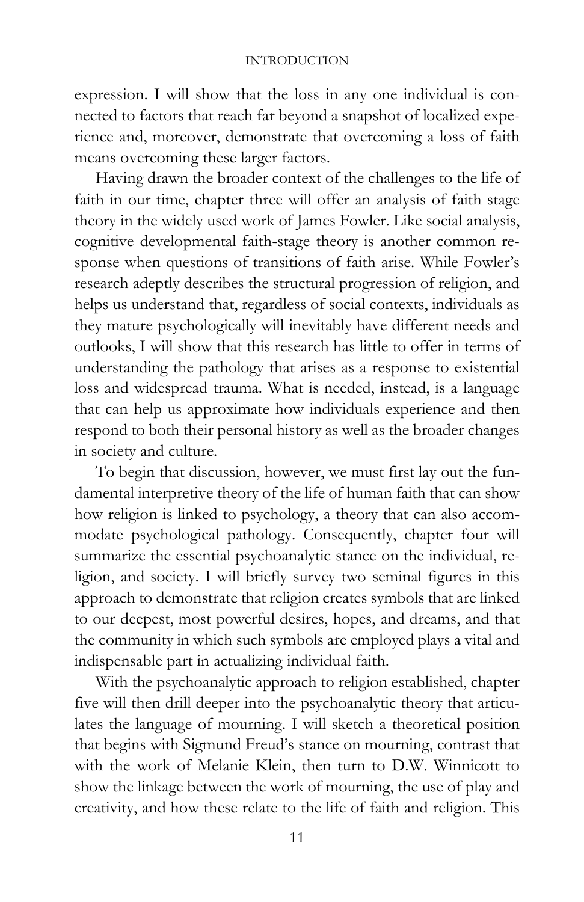expression. I will show that the loss in any one individual is connected to factors that reach far beyond a snapshot of localized experience and, moreover, demonstrate that overcoming a loss of faith means overcoming these larger factors.

Having drawn the broader context of the challenges to the life of faith in our time, chapter three will offer an analysis of faith stage theory in the widely used work of James Fowler. Like social analysis, cognitive developmental faith-stage theory is another common response when questions of transitions of faith arise. While Fowler's research adeptly describes the structural progression of religion, and helps us understand that, regardless of social contexts, individuals as they mature psychologically will inevitably have different needs and outlooks, I will show that this research has little to offer in terms of understanding the pathology that arises as a response to existential loss and widespread trauma. What is needed, instead, is a language that can help us approximate how individuals experience and then respond to both their personal history as well as the broader changes in society and culture.

To begin that discussion, however, we must first lay out the fundamental interpretive theory of the life of human faith that can show how religion is linked to psychology, a theory that can also accommodate psychological pathology. Consequently, chapter four will summarize the essential psychoanalytic stance on the individual, religion, and society. I will briefly survey two seminal figures in this approach to demonstrate that religion creates symbols that are linked to our deepest, most powerful desires, hopes, and dreams, and that the community in which such symbols are employed plays a vital and indispensable part in actualizing individual faith.

With the psychoanalytic approach to religion established, chapter five will then drill deeper into the psychoanalytic theory that articulates the language of mourning. I will sketch a theoretical position that begins with Sigmund Freud's stance on mourning, contrast that with the work of Melanie Klein, then turn to D.W. Winnicott to show the linkage between the work of mourning, the use of play and creativity, and how these relate to the life of faith and religion. This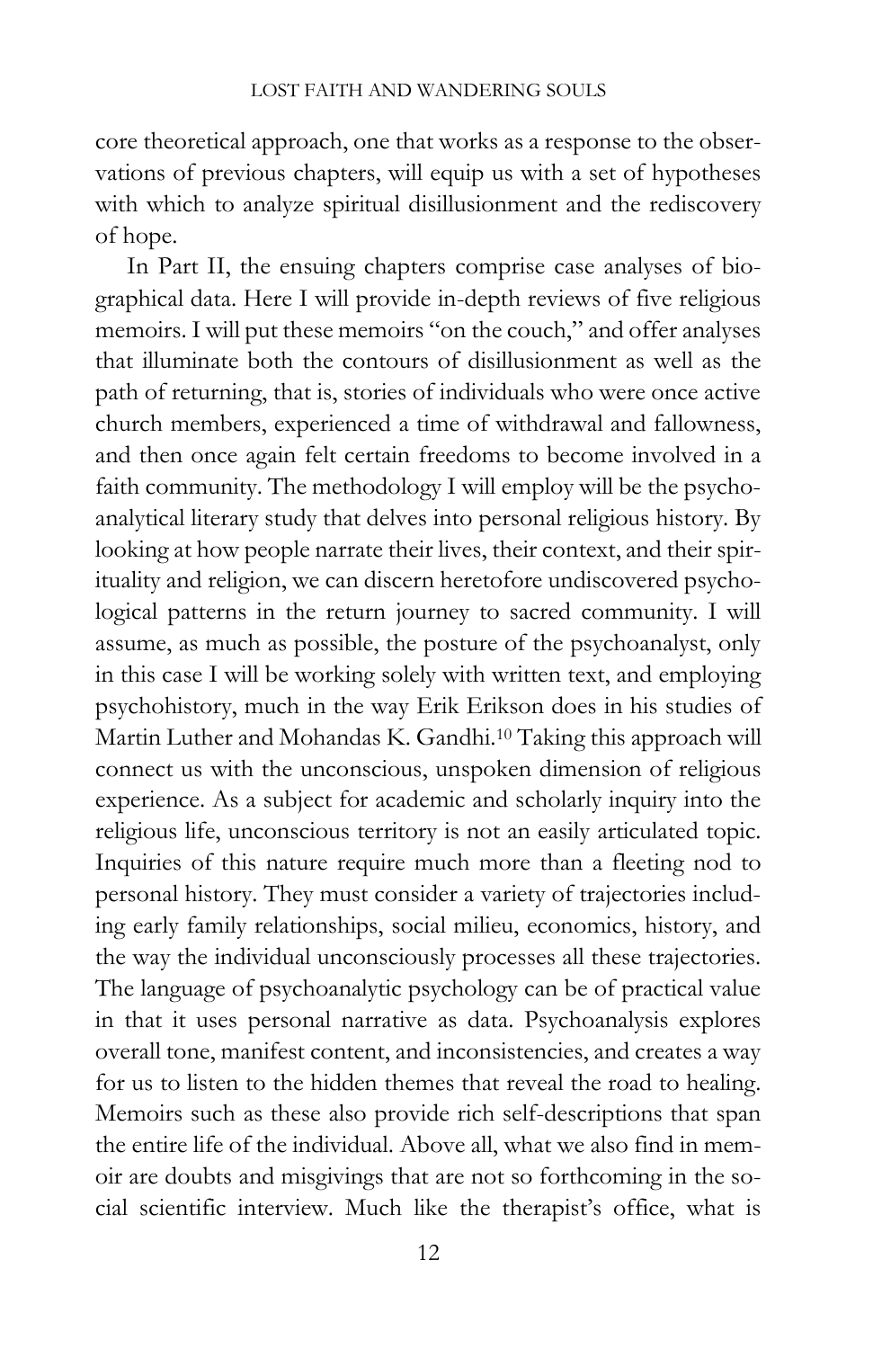core theoretical approach, one that works as a response to the observations of previous chapters, will equip us with a set of hypotheses with which to analyze spiritual disillusionment and the rediscovery of hope.

In Part II, the ensuing chapters comprise case analyses of biographical data. Here I will provide in-depth reviews of five religious memoirs. I will put these memoirs "on the couch," and offer analyses that illuminate both the contours of disillusionment as well as the path of returning, that is, stories of individuals who were once active church members, experienced a time of withdrawal and fallowness, and then once again felt certain freedoms to become involved in a faith community. The methodology I will employ will be the psychoanalytical literary study that delves into personal religious history. By looking at how people narrate their lives, their context, and their spirituality and religion, we can discern heretofore undiscovered psychological patterns in the return journey to sacred community. I will assume, as much as possible, the posture of the psychoanalyst, only in this case I will be working solely with written text, and employing psychohistory, much in the way Erik Erikson does in his studies of Martin Luther and Mohandas K. Gandhi.[10] Taking this approach will connect us with the unconscious, unspoken dimension of religious experience. As a subject for academic and scholarly inquiry into the religious life, unconscious territory is not an easily articulated topic. Inquiries of this nature require much more than a fleeting nod to personal history. They must consider a variety of trajectories including early family relationships, social milieu, economics, history, and the way the individual unconsciously processes all these trajectories. The language of psychoanalytic psychology can be of practical value in that it uses personal narrative as data. Psychoanalysis explores overall tone, manifest content, and inconsistencies, and creates a way for us to listen to the hidden themes that reveal the road to healing. Memoirs such as these also provide rich self-descriptions that span the entire life of the individual. Above all, what we also find in memoir are doubts and misgivings that are not so forthcoming in the social scientific interview. Much like the therapist's office, what is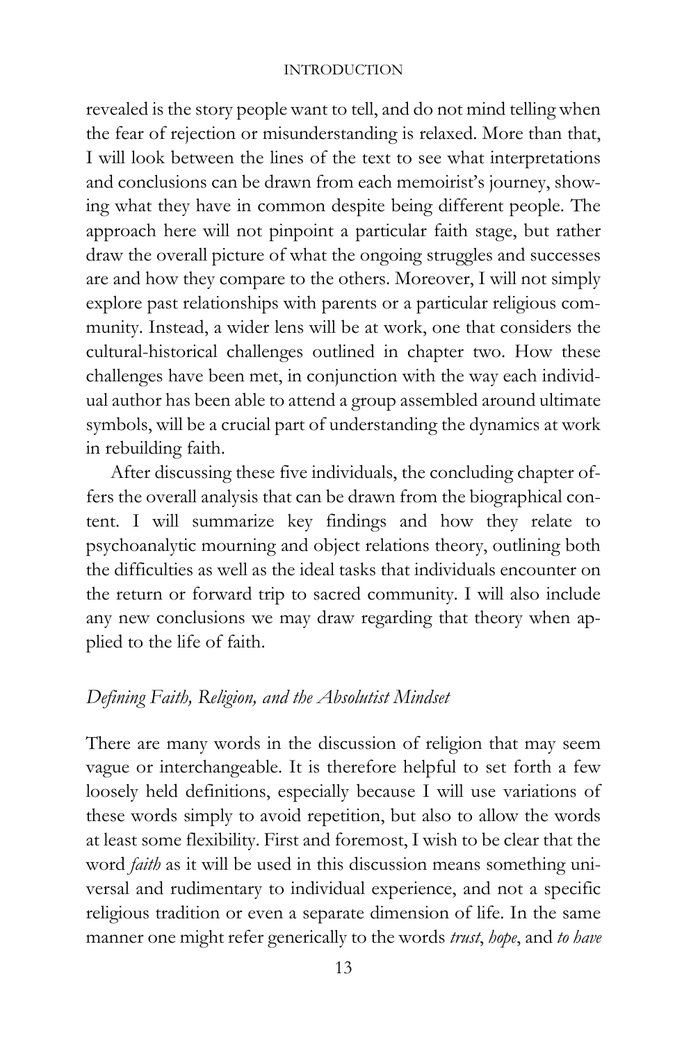revealed is the story people want to tell, and do not mind telling when the fear of rejection or misunderstanding is relaxed. More than that, I will look between the lines of the text to see what interpretations and conclusions can be drawn from each memoirist's journey, showing what they have in common despite being different people. The approach here will not pinpoint a particular faith stage, but rather draw the overall picture of what the ongoing struggles and successes are and how they compare to the others. Moreover, I will not simply explore past relationships with parents or a particular religious community. Instead, a wider lens will be at work, one that considers the cultural-historical challenges outlined in chapter two. How these challenges have been met, in conjunction with the way each individual author has been able to attend a group assembled around ultimate symbols, will be a crucial part of understanding the dynamics at work in rebuilding faith.

After discussing these five individuals, the concluding chapter offers the overall analysis that can be drawn from the biographical content. I will summarize key findings and how they relate to psychoanalytic mourning and object relations theory, outlining both the difficulties as well as the ideal tasks that individuals encounter on the return or forward trip to sacred community. I will also include any new conclusions we may draw regarding that theory when applied to the life of faith.

### *Defining Faith, Religion, and the Absolutist Mindset*

There are many words in the discussion of religion that may seem vague or interchangeable. It is therefore helpful to set forth a few loosely held definitions, especially because I will use variations of these words simply to avoid repetition, but also to allow the words at least some flexibility. First and foremost, I wish to be clear that the word *faith* as it will be used in this discussion means something universal and rudimentary to individual experience, and not a specific religious tradition or even a separate dimension of life. In the same manner one might refer generically to the words *trust*, *hope*, and *to have*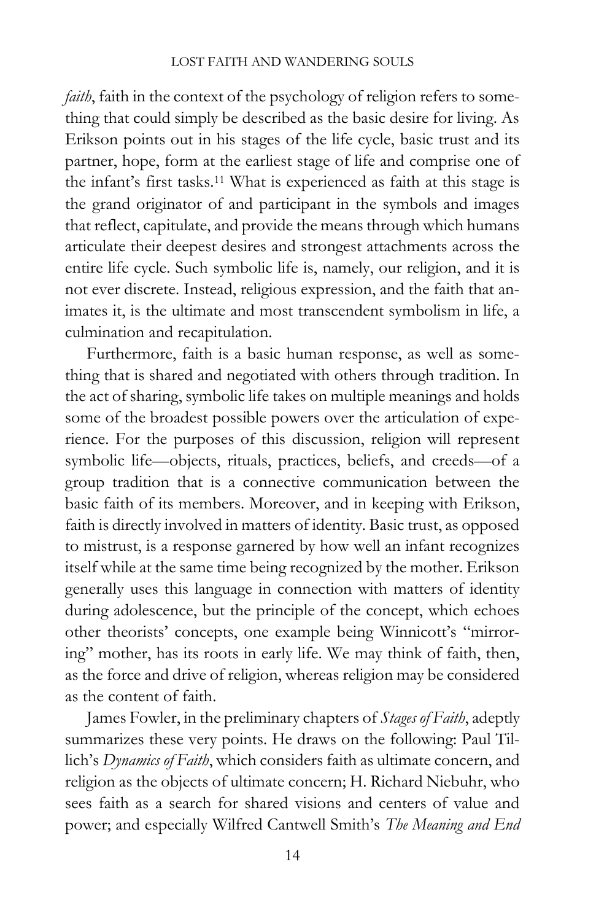*faith*, faith in the context of the psychology of religion refers to something that could simply be described as the basic desire for living. As Erikson points out in his stages of the life cycle, basic trust and its partner, hope, form at the earliest stage of life and comprise one of the infant's first tasks.[11] What is experienced as faith at this stage is the grand originator of and participant in the symbols and images that reflect, capitulate, and provide the means through which humans articulate their deepest desires and strongest attachments across the entire life cycle. Such symbolic life is, namely, our religion, and it is not ever discrete. Instead, religious expression, and the faith that animates it, is the ultimate and most transcendent symbolism in life, a culmination and recapitulation.

Furthermore, faith is a basic human response, as well as something that is shared and negotiated with others through tradition. In the act of sharing, symbolic life takes on multiple meanings and holds some of the broadest possible powers over the articulation of experience. For the purposes of this discussion, religion will represent symbolic life—objects, rituals, practices, beliefs, and creeds—of a group tradition that is a connective communication between the basic faith of its members. Moreover, and in keeping with Erikson, faith is directly involved in matters of identity. Basic trust, as opposed to mistrust, is a response garnered by how well an infant recognizes itself while at the same time being recognized by the mother. Erikson generally uses this language in connection with matters of identity during adolescence, but the principle of the concept, which echoes other theorists' concepts, one example being Winnicott's "mirroring" mother, has its roots in early life. We may think of faith, then, as the force and drive of religion, whereas religion may be considered as the content of faith.

James Fowler, in the preliminary chapters of *Stages of Faith*, adeptly summarizes these very points. He draws on the following: Paul Tillich's *Dynamics of Faith*, which considers faith as ultimate concern, and religion as the objects of ultimate concern; H. Richard Niebuhr, who sees faith as a search for shared visions and centers of value and power; and especially Wilfred Cantwell Smith's *The Meaning and End*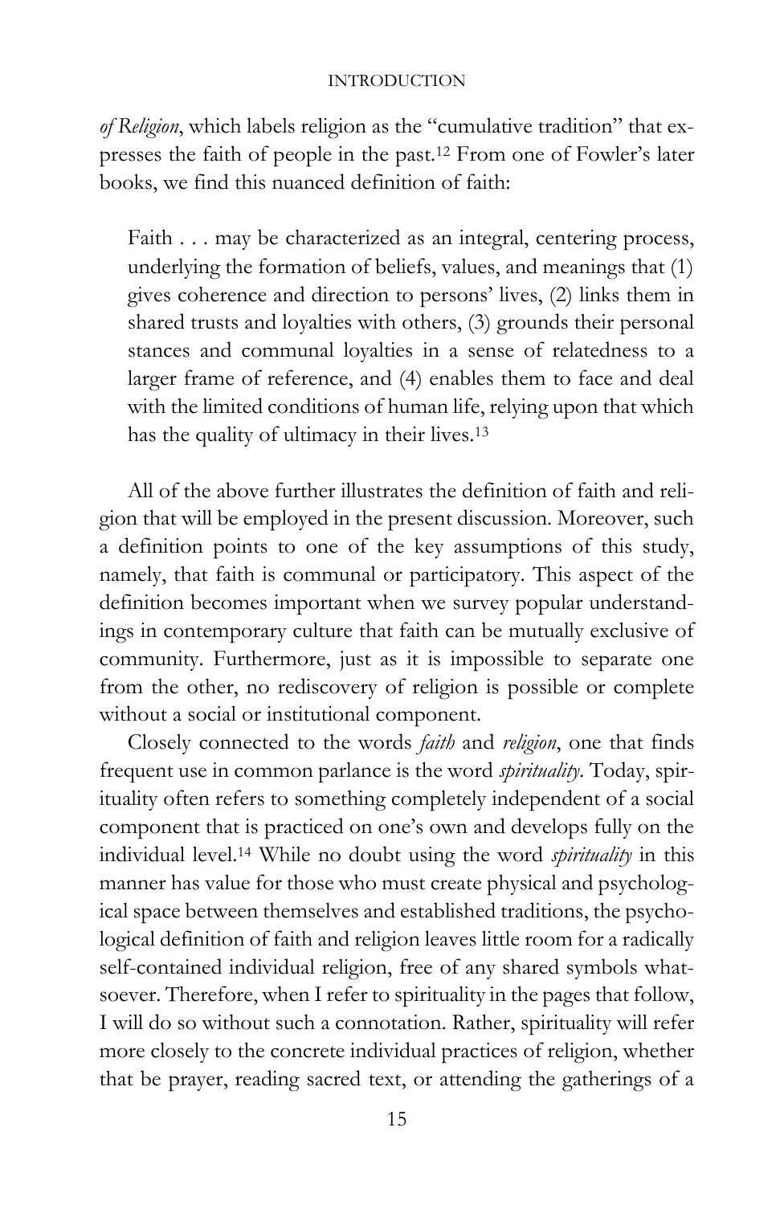*of Religion*, which labels religion as the "cumulative tradition" that expresses the faith of people in the past.[12] From one of Fowler's later books, we find this nuanced definition of faith:

> Faith . . . may be characterized as an integral, centering process, underlying the formation of beliefs, values, and meanings that (1) gives coherence and direction to persons' lives, (2) links them in shared trusts and loyalties with others, (3) grounds their personal stances and communal loyalties in a sense of relatedness to a larger frame of reference, and (4) enables them to face and deal with the limited conditions of human life, relying upon that which has the quality of ultimacy in their lives.[13]

All of the above further illustrates the definition of faith and religion that will be employed in the present discussion. Moreover, such a definition points to one of the key assumptions of this study, namely, that faith is communal or participatory. This aspect of the definition becomes important when we survey popular understandings in contemporary culture that faith can be mutually exclusive of community. Furthermore, just as it is impossible to separate one from the other, no rediscovery of religion is possible or complete without a social or institutional component.

Closely connected to the words *faith* and *religion*, one that finds frequent use in common parlance is the word *spirituality*. Today, spirituality often refers to something completely independent of a social component that is practiced on one's own and develops fully on the individual level.[14] While no doubt using the word *spirituality* in this manner has value for those who must create physical and psychological space between themselves and established traditions, the psychological definition of faith and religion leaves little room for a radically self-contained individual religion, free of any shared symbols whatsoever. Therefore, when I refer to spirituality in the pages that follow, I will do so without such a connotation. Rather, spirituality will refer more closely to the concrete individual practices of religion, whether that be prayer, reading sacred text, or attending the gatherings of a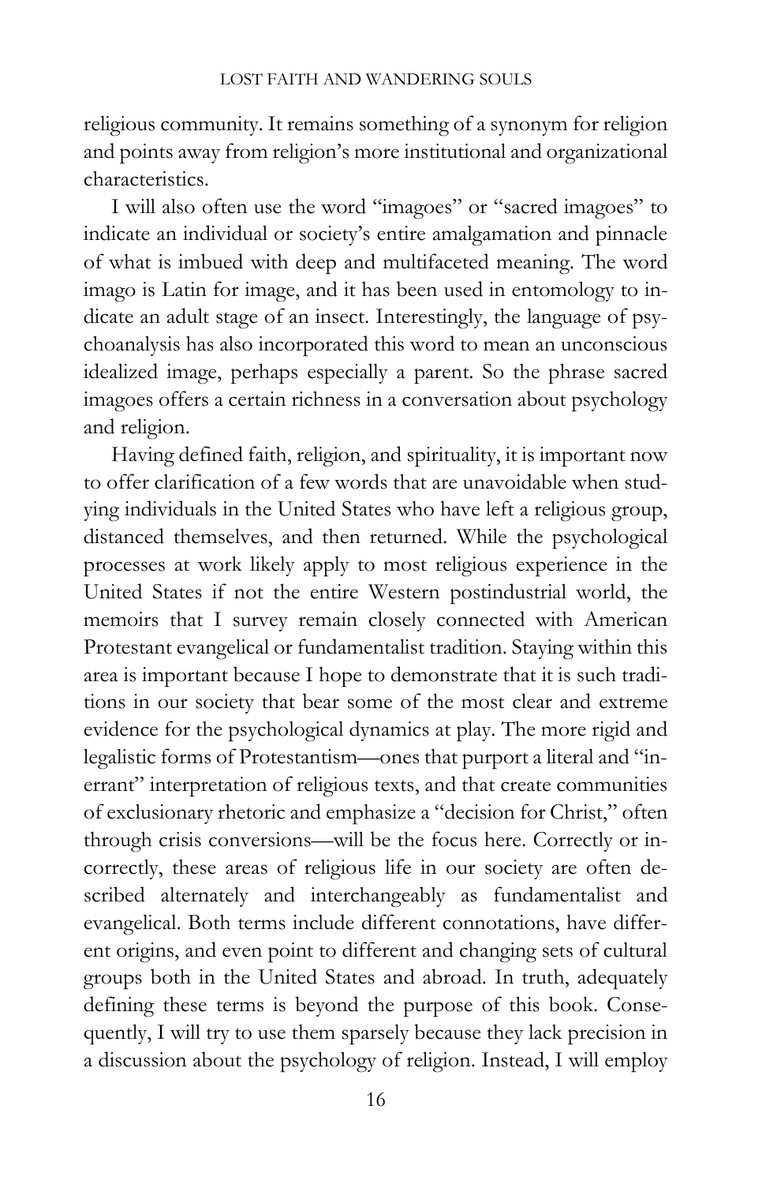religious community. It remains something of a synonym for religion and points away from religion's more institutional and organizational characteristics.

I will also often use the word "imagoes" or "sacred imagoes" to indicate an individual or society's entire amalgamation and pinnacle of what is imbued with deep and multifaceted meaning. The word imago is Latin for image, and it has been used in entomology to indicate an adult stage of an insect. Interestingly, the language of psychoanalysis has also incorporated this word to mean an unconscious idealized image, perhaps especially a parent. So the phrase sacred imagoes offers a certain richness in a conversation about psychology and religion.

Having defined faith, religion, and spirituality, it is important now to offer clarification of a few words that are unavoidable when studying individuals in the United States who have left a religious group, distanced themselves, and then returned. While the psychological processes at work likely apply to most religious experience in the United States if not the entire Western postindustrial world, the memoirs that I survey remain closely connected with American Protestant evangelical or fundamentalist tradition. Staying within this area is important because I hope to demonstrate that it is such traditions in our society that bear some of the most clear and extreme evidence for the psychological dynamics at play. The more rigid and legalistic forms of Protestantism—ones that purport a literal and "inerrant" interpretation of religious texts, and that create communities of exclusionary rhetoric and emphasize a "decision for Christ," often through crisis conversions—will be the focus here. Correctly or incorrectly, these areas of religious life in our society are often described alternately and interchangeably as fundamentalist and evangelical. Both terms include different connotations, have different origins, and even point to different and changing sets of cultural groups both in the United States and abroad. In truth, adequately defining these terms is beyond the purpose of this book. Consequently, I will try to use them sparsely because they lack precision in a discussion about the psychology of religion. Instead, I will employ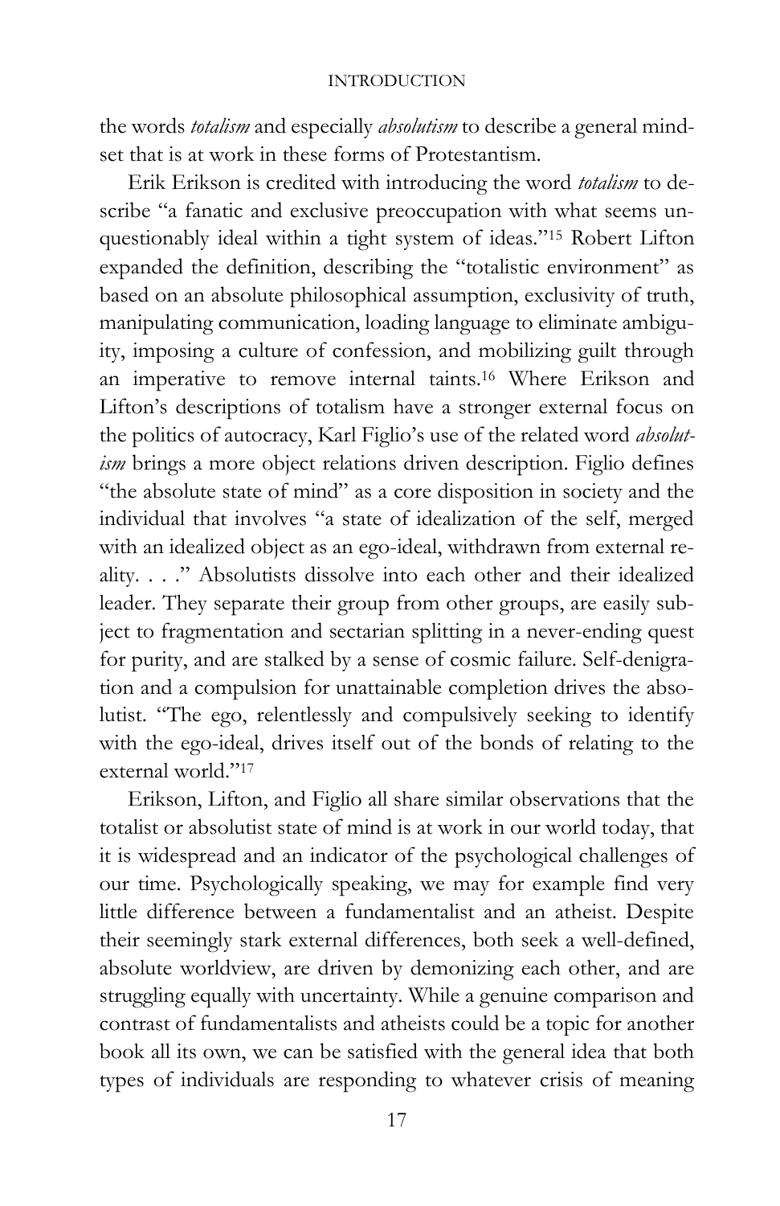the words *totalism* and especially *absolutism* to describe a general mindset that is at work in these forms of Protestantism.

Erik Erikson is credited with introducing the word *totalism* to describe "a fanatic and exclusive preoccupation with what seems unquestionably ideal within a tight system of ideas."[15] Robert Lifton expanded the definition, describing the "totalistic environment" as based on an absolute philosophical assumption, exclusivity of truth, manipulating communication, loading language to eliminate ambiguity, imposing a culture of confession, and mobilizing guilt through an imperative to remove internal taints.[16] Where Erikson and Lifton's descriptions of totalism have a stronger external focus on the politics of autocracy, Karl Figlio's use of the related word *absolutism* brings a more object relations driven description. Figlio defines "the absolute state of mind" as a core disposition in society and the individual that involves "a state of idealization of the self, merged with an idealized object as an ego-ideal, withdrawn from external reality. . . ." Absolutists dissolve into each other and their idealized leader. They separate their group from other groups, are easily subject to fragmentation and sectarian splitting in a never-ending quest for purity, and are stalked by a sense of cosmic failure. Self-denigration and a compulsion for unattainable completion drives the absolutist. "The ego, relentlessly and compulsively seeking to identify with the ego-ideal, drives itself out of the bonds of relating to the external world."[17]

Erikson, Lifton, and Figlio all share similar observations that the totalist or absolutist state of mind is at work in our world today, that it is widespread and an indicator of the psychological challenges of our time. Psychologically speaking, we may for example find very little difference between a fundamentalist and an atheist. Despite their seemingly stark external differences, both seek a well-defined, absolute worldview, are driven by demonizing each other, and are struggling equally with uncertainty. While a genuine comparison and contrast of fundamentalists and atheists could be a topic for another book all its own, we can be satisfied with the general idea that both types of individuals are responding to whatever crisis of meaning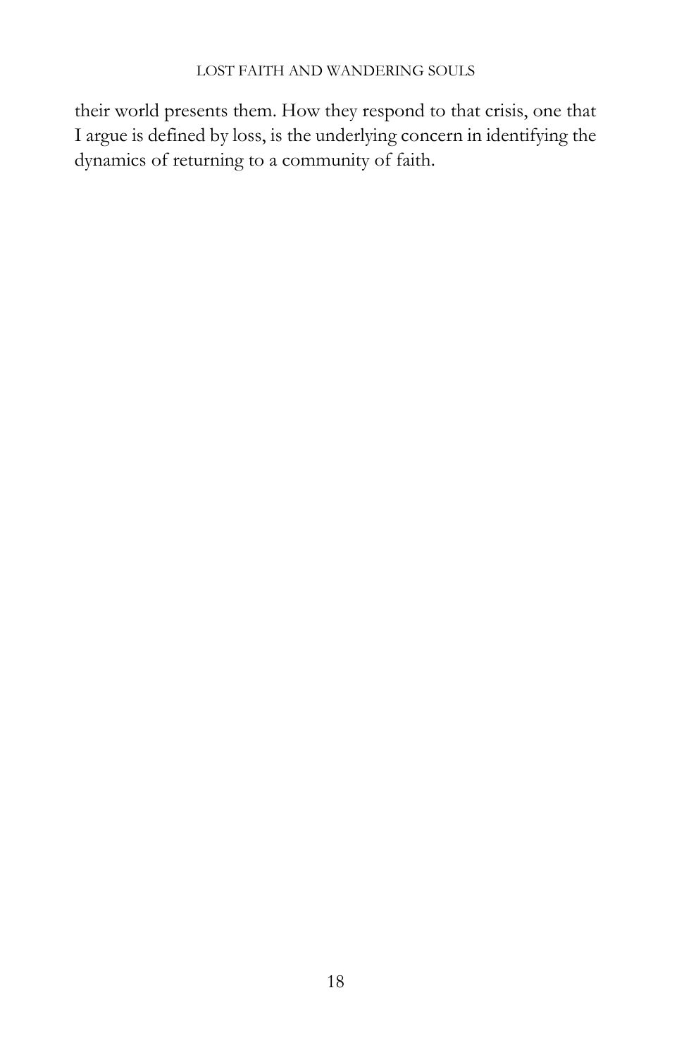their world presents them. How they respond to that crisis, one that I argue is defined by loss, is the underlying concern in identifying the dynamics of returning to a community of faith.